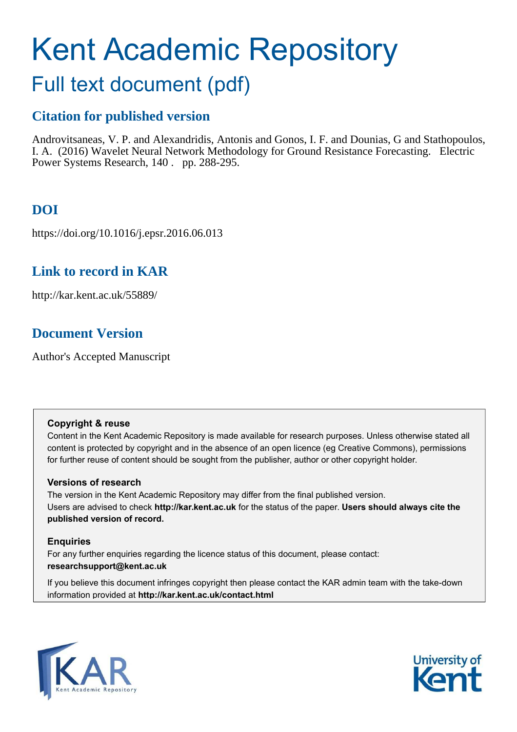# Kent Academic Repository

## Full text document (pdf)

### Citation for published version

Androvitsaneas, V. P. and Alexandridis, Antonis and Gonos, I. F. and Dounias, G and Stathopoulos, I. A. (2016) Wavelet Neural Network Methodology for Ground Resistance Forecasting. Electric Power Systems Research, 140 . pp. 288-295.

### DOI

https://doi.org/10.1016/j.epsr.2016.06.013

### Link to record in KAR

http://kar.kent.ac.uk/55889/

### Document Version

Author's Accepted Manuscript

**Copyright & reuse**

Content in the Kent Academic Repository is made available for research purposes. Unless otherwise stated all content is protected by copyright and in the absence of an open licence (eg Creative Commons), permissions for further reuse of content should be sought from the publisher, author or other copyright holder.

**Versions of research**

The version in the Kent Academic Repository may differ from the final published version. Users are advised to check **http://kar.kent.ac.uk** for the status of the paper. **Users should always cite the published version of record.**

**Enquiries**

For any further enquiries regarding the licence status of this document, please contact: **researchsupport@kent.ac.uk**

If you believe this document infringes copyright then please contact the KAR admin team with the take-down information provided at **http://kar.kent.ac.uk/contact.html**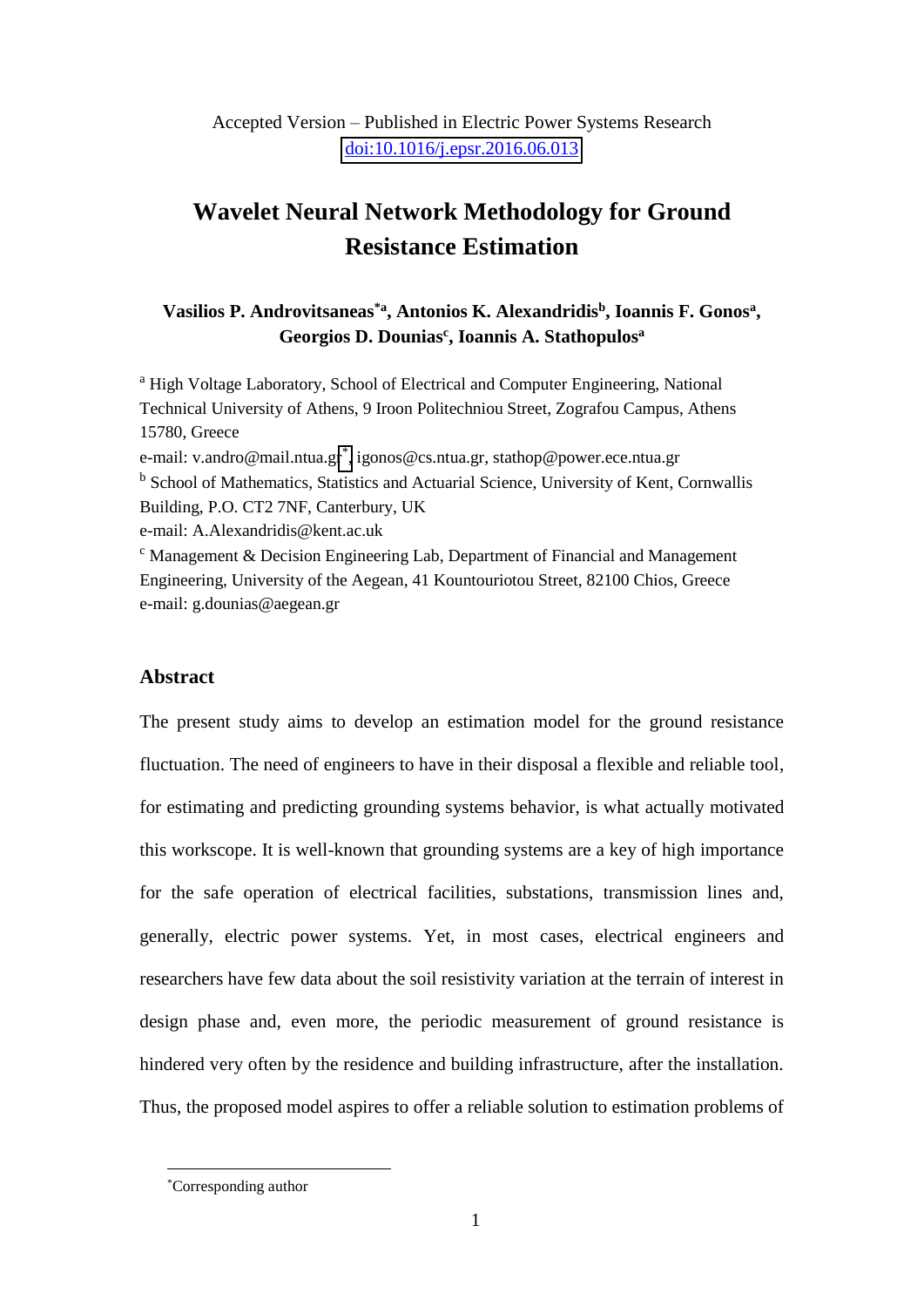Accepted Version – Published in Electric Power Systems Research
[doi:10.1016/j.epsr.2016.06.013](https://doi.org/10.1016/j.epsr.2016.06.013)

# Wavelet Neural Network Methodology for Ground Resistance Estimation

**Vasilios P. Androvitsaneas*[a], Antonios K. Alexandridis[b], Ioannis F. Gonos[a], Georgios D. Dounias[c], Ioannis A. Stathopulos[a]**

[a] High Voltage Laboratory, School of Electrical and Computer Engineering, National Technical University of Athens, 9 Iroon Politechniou Street, Zografou Campus, Athens 15780, Greece
e-mail: v.andro@mail.ntua.gr*, igonos@cs.ntua.gr, stathop@power.ece.ntua.gr

[b] School of Mathematics, Statistics and Actuarial Science, University of Kent, Cornwallis Building, P.O. CT2 7NF, Canterbury, UK
e-mail: A.Alexandridis@kent.ac.uk

[c] Management & Decision Engineering Lab, Department of Financial and Management Engineering, University of the Aegean, 41 Kountouriotou Street, 82100 Chios, Greece
e-mail: g.dounias@aegean.gr

## Abstract

The present study aims to develop an estimation model for the ground resistance fluctuation. The need of engineers to have in their disposal a flexible and reliable tool, for estimating and predicting grounding systems behavior, is what actually motivated this workscope. It is well-known that grounding systems are a key of high importance for the safe operation of electrical facilities, substations, transmission lines and, generally, electric power systems. Yet, in most cases, electrical engineers and researchers have few data about the soil resistivity variation at the terrain of interest in design phase and, even more, the periodic measurement of ground resistance is hindered very often by the residence and building infrastructure, after the installation. Thus, the proposed model aspires to offer a reliable solution to estimation problems of

*Corresponding author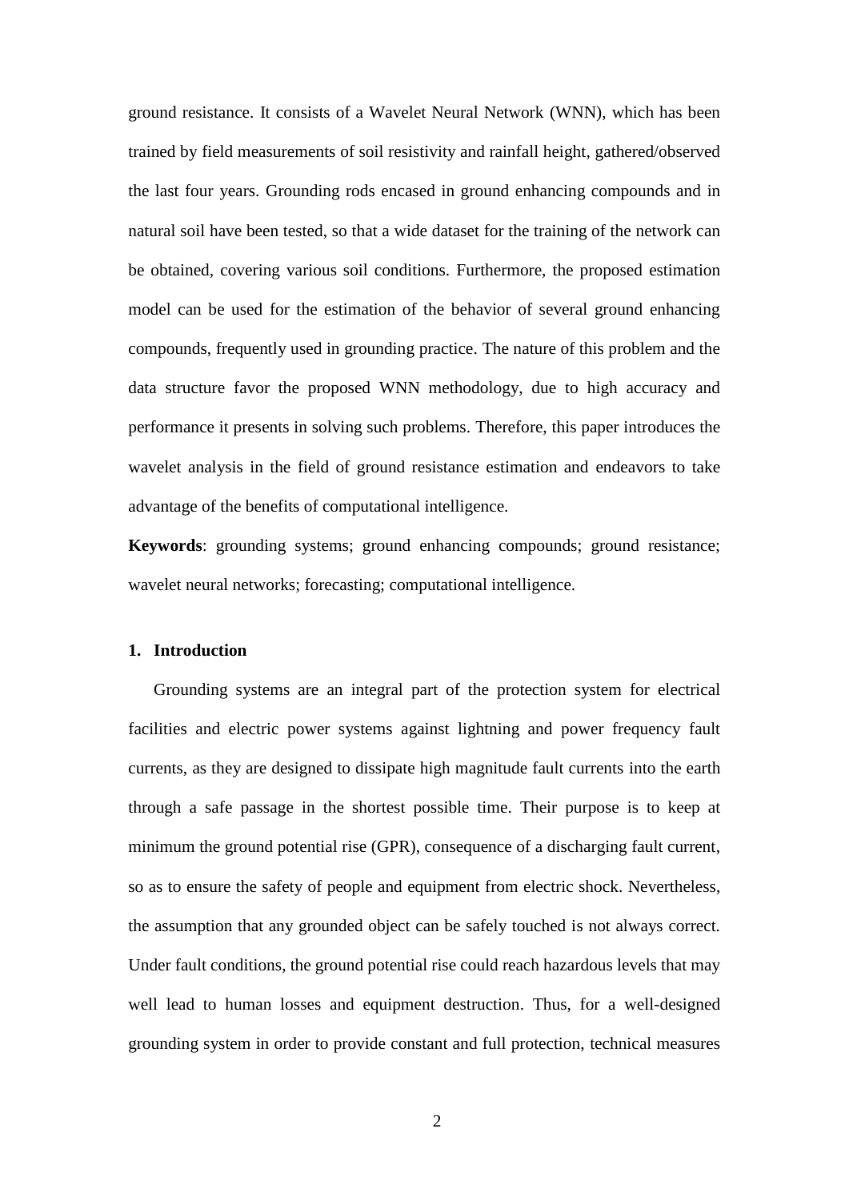ground resistance. It consists of a Wavelet Neural Network (WNN), which has been trained by field measurements of soil resistivity and rainfall height, gathered/observed the last four years. Grounding rods encased in ground enhancing compounds and in natural soil have been tested, so that a wide dataset for the training of the network can be obtained, covering various soil conditions. Furthermore, the proposed estimation model can be used for the estimation of the behavior of several ground enhancing compounds, frequently used in grounding practice. The nature of this problem and the data structure favor the proposed WNN methodology, due to high accuracy and performance it presents in solving such problems. Therefore, this paper introduces the wavelet analysis in the field of ground resistance estimation and endeavors to take advantage of the benefits of computational intelligence.

**Keywords**: grounding systems; ground enhancing compounds; ground resistance; wavelet neural networks; forecasting; computational intelligence.

## 1. Introduction

Grounding systems are an integral part of the protection system for electrical facilities and electric power systems against lightning and power frequency fault currents, as they are designed to dissipate high magnitude fault currents into the earth through a safe passage in the shortest possible time. Their purpose is to keep at minimum the ground potential rise (GPR), consequence of a discharging fault current, so as to ensure the safety of people and equipment from electric shock. Nevertheless, the assumption that any grounded object can be safely touched is not always correct. Under fault conditions, the ground potential rise could reach hazardous levels that may well lead to human losses and equipment destruction. Thus, for a well-designed grounding system in order to provide constant and full protection, technical measures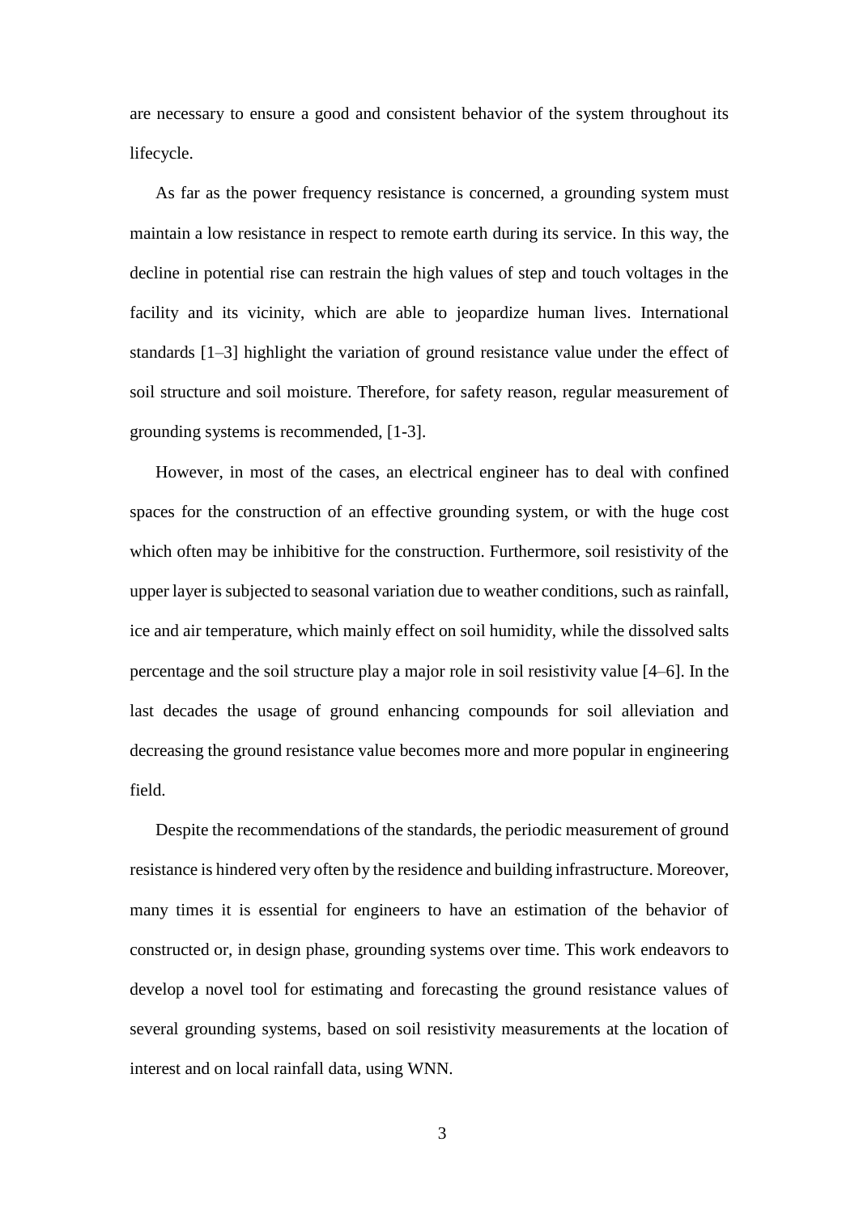are necessary to ensure a good and consistent behavior of the system throughout its lifecycle.

As far as the power frequency resistance is concerned, a grounding system must maintain a low resistance in respect to remote earth during its service. In this way, the decline in potential rise can restrain the high values of step and touch voltages in the facility and its vicinity, which are able to jeopardize human lives. International standards [1–3] highlight the variation of ground resistance value under the effect of soil structure and soil moisture. Therefore, for safety reason, regular measurement of grounding systems is recommended, [1-3].

However, in most of the cases, an electrical engineer has to deal with confined spaces for the construction of an effective grounding system, or with the huge cost which often may be inhibitive for the construction. Furthermore, soil resistivity of the upper layer is subjected to seasonal variation due to weather conditions, such as rainfall, ice and air temperature, which mainly effect on soil humidity, while the dissolved salts percentage and the soil structure play a major role in soil resistivity value [4–6]. In the last decades the usage of ground enhancing compounds for soil alleviation and decreasing the ground resistance value becomes more and more popular in engineering field.

Despite the recommendations of the standards, the periodic measurement of ground resistance is hindered very often by the residence and building infrastructure. Moreover, many times it is essential for engineers to have an estimation of the behavior of constructed or, in design phase, grounding systems over time. This work endeavors to develop a novel tool for estimating and forecasting the ground resistance values of several grounding systems, based on soil resistivity measurements at the location of interest and on local rainfall data, using WNN.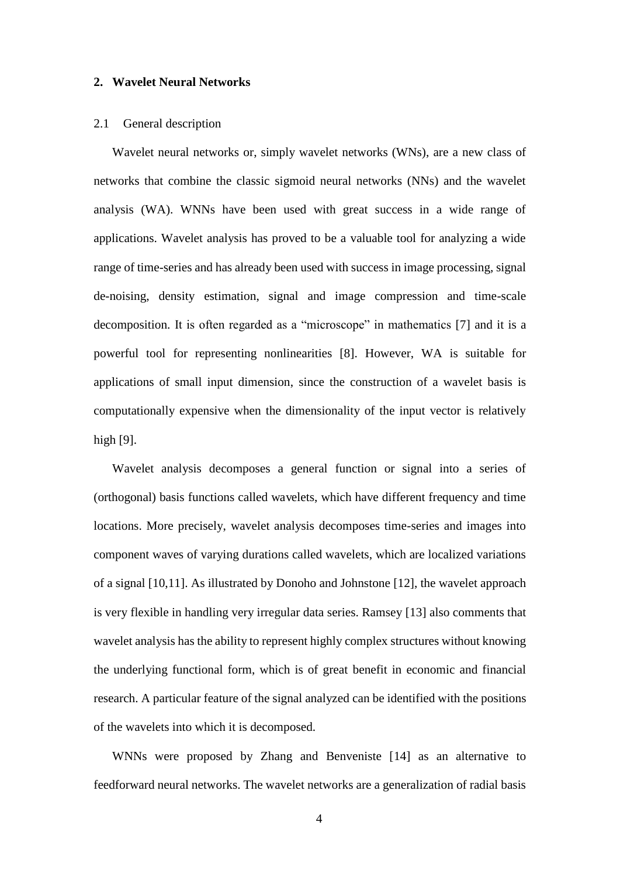## 2. Wavelet Neural Networks

### 2.1 General description

Wavelet neural networks or, simply wavelet networks (WNs), are a new class of networks that combine the classic sigmoid neural networks (NNs) and the wavelet analysis (WA). WNNs have been used with great success in a wide range of applications. Wavelet analysis has proved to be a valuable tool for analyzing a wide range of time-series and has already been used with success in image processing, signal de-noising, density estimation, signal and image compression and time-scale decomposition. It is often regarded as a "microscope" in mathematics [7] and it is a powerful tool for representing nonlinearities [8]. However, WA is suitable for applications of small input dimension, since the construction of a wavelet basis is computationally expensive when the dimensionality of the input vector is relatively high [9].

Wavelet analysis decomposes a general function or signal into a series of (orthogonal) basis functions called wavelets, which have different frequency and time locations. More precisely, wavelet analysis decomposes time-series and images into component waves of varying durations called wavelets, which are localized variations of a signal [10,11]. As illustrated by Donoho and Johnstone [12], the wavelet approach is very flexible in handling very irregular data series. Ramsey [13] also comments that wavelet analysis has the ability to represent highly complex structures without knowing the underlying functional form, which is of great benefit in economic and financial research. A particular feature of the signal analyzed can be identified with the positions of the wavelets into which it is decomposed.

WNNs were proposed by Zhang and Benveniste [14] as an alternative to feedforward neural networks. The wavelet networks are a generalization of radial basis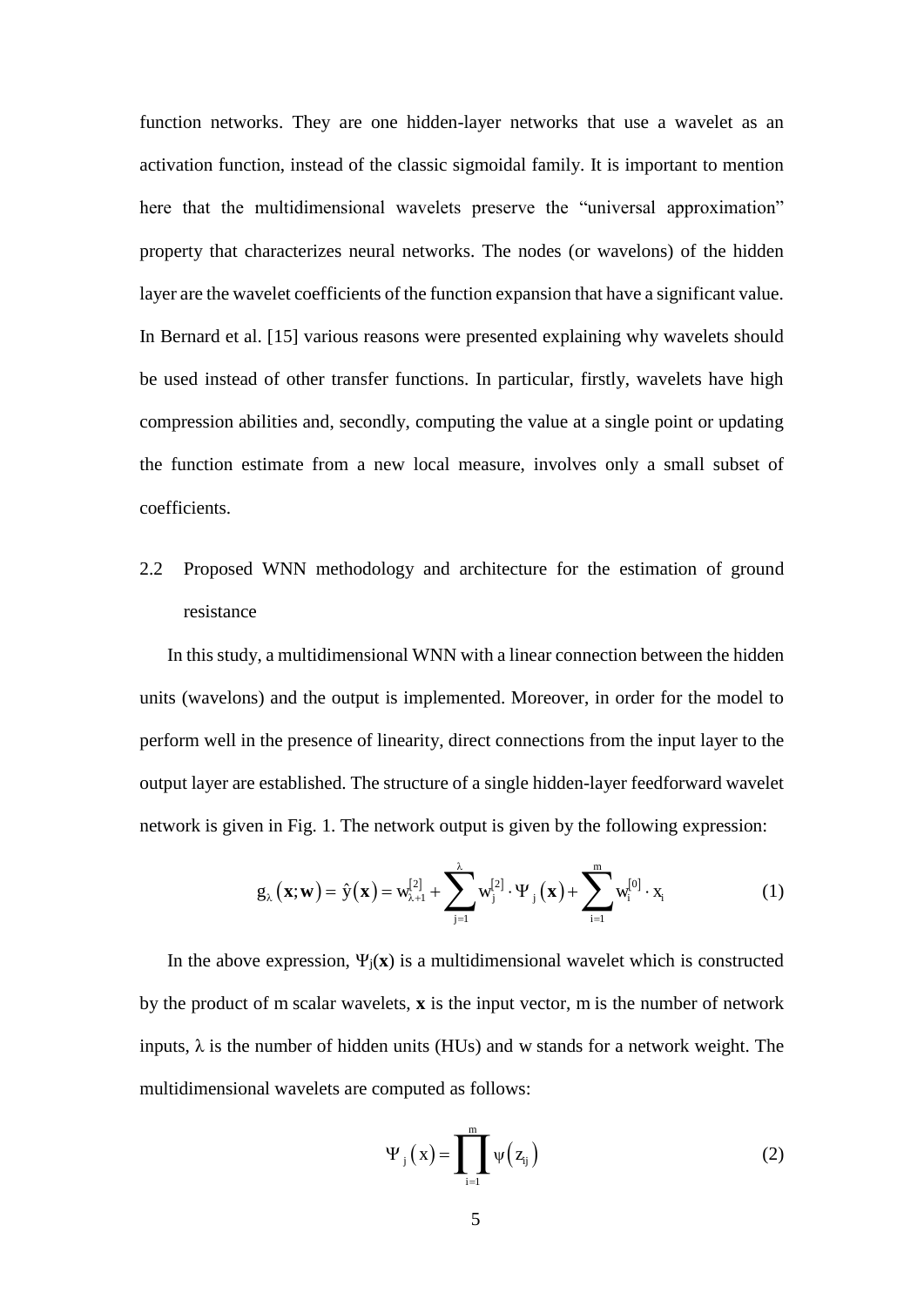function networks. They are one hidden-layer networks that use a wavelet as an activation function, instead of the classic sigmoidal family. It is important to mention here that the multidimensional wavelets preserve the "universal approximation" property that characterizes neural networks. The nodes (or wavelons) of the hidden layer are the wavelet coefficients of the function expansion that have a significant value. In Bernard et al. [15] various reasons were presented explaining why wavelets should be used instead of other transfer functions. In particular, firstly, wavelets have high compression abilities and, secondly, computing the value at a single point or updating the function estimate from a new local measure, involves only a small subset of coefficients.

## 2.2 Proposed WNN methodology and architecture for the estimation of ground resistance

In this study, a multidimensional WNN with a linear connection between the hidden units (wavelons) and the output is implemented. Moreover, in order for the model to perform well in the presence of linearity, direct connections from the input layer to the output layer are established. The structure of a single hidden-layer feedforward wavelet network is given in Fig. 1. The network output is given by the following expression:

$$g_{\lambda}(\mathbf{x};\mathbf{w}) = \hat{y}(\mathbf{x}) = w_{\lambda+1}^{[2]} + \sum_{j=1}^{\lambda} w_j^{[2]} \cdot \Psi_j(\mathbf{x}) + \sum_{i=1}^{m} w_i^{[0]} \cdot x_i \tag{1}$$

In the above expression, $\Psi_j(\mathbf{x})$ is a multidimensional wavelet which is constructed by the product of m scalar wavelets, $\mathbf{x}$ is the input vector, m is the number of network inputs, $\lambda$ is the number of hidden units (HUs) and w stands for a network weight. The multidimensional wavelets are computed as follows:

$$\Psi_j(x) = \prod_{i=1}^{m} \psi(z_{ij}) \tag{2}$$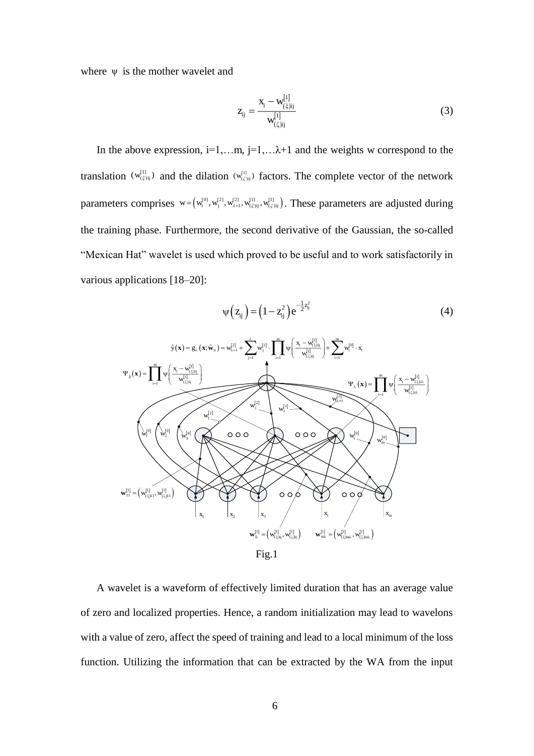where $\psi$ is the mother wavelet and

$$z_{ij} = \frac{x_i - w_{(\xi)ij}^{[1]}}{w_{(\zeta)ij}^{[1]}} \tag{3}$$

In the above expression, i=1,…m, j=1,…λ+1 and the weights w correspond to the translation $(w_{(\xi)ij}^{[1]})$ and the dilation $(w_{(\zeta)ij}^{[1]})$ factors. The complete vector of the network parameters comprises $w = \left(w_i^{[0]}, w_j^{[2]}, w_{\lambda+1}^{[2]}, w_{(\xi)ij}^{[1]}, w_{(\zeta)ij}^{[1]}\right)$. These parameters are adjusted during the training phase. Furthermore, the second derivative of the Gaussian, the so-called "Mexican Hat" wavelet is used which proved to be useful and to work satisfactorily in various applications [18–20]:

$$\psi\left(z_{ij}\right) = \left(1 - z_{ij}^2\right) e^{-\frac{1}{2} z_{ij}^2} \tag{4}$$

Fig.1

A wavelet is a waveform of effectively limited duration that has an average value of zero and localized properties. Hence, a random initialization may lead to wavelons with a value of zero, affect the speed of training and lead to a local minimum of the loss function. Utilizing the information that can be extracted by the WA from the input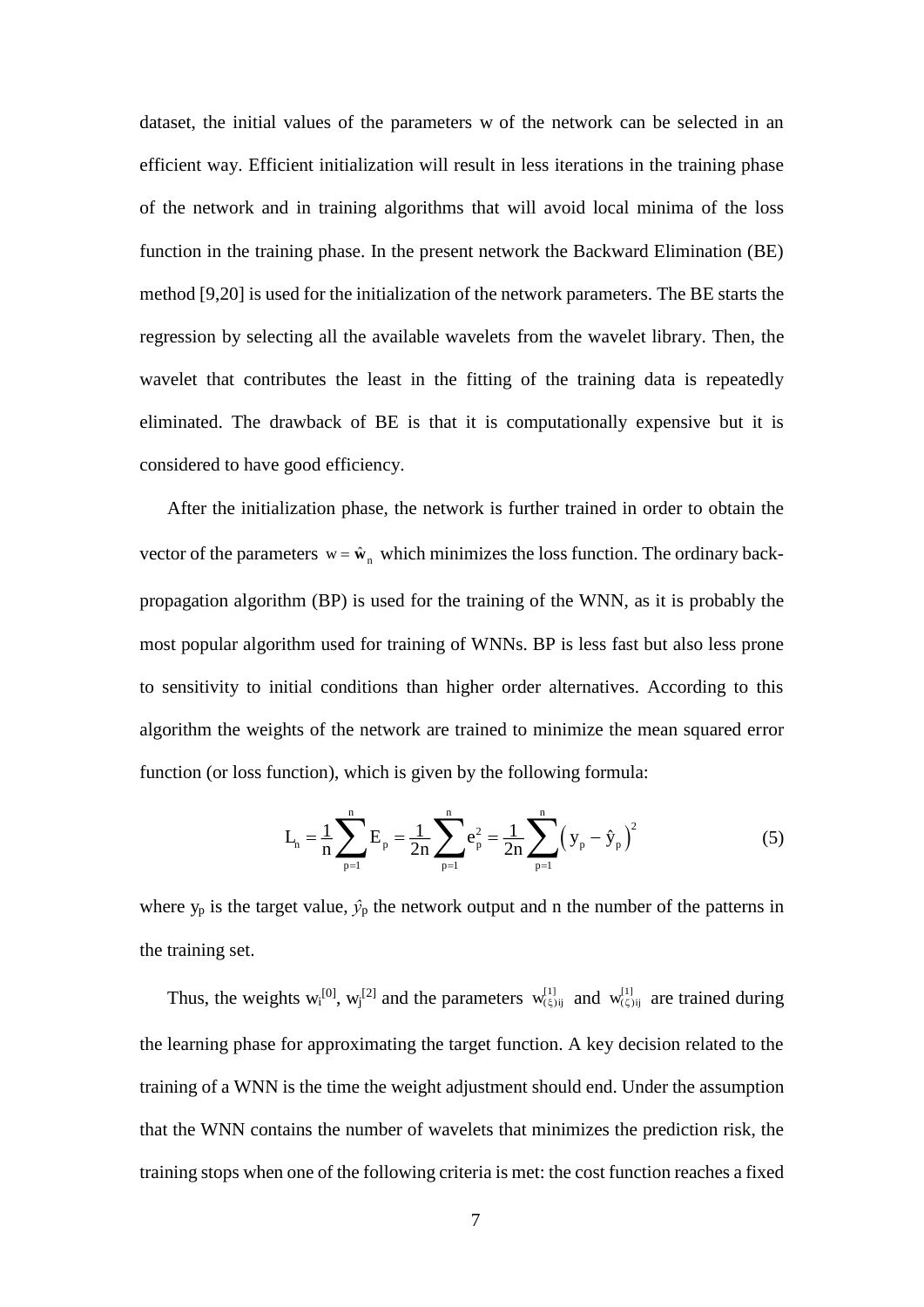dataset, the initial values of the parameters w of the network can be selected in an efficient way. Efficient initialization will result in less iterations in the training phase of the network and in training algorithms that will avoid local minima of the loss function in the training phase. In the present network the Backward Elimination (BE) method [9,20] is used for the initialization of the network parameters. The BE starts the regression by selecting all the available wavelets from the wavelet library. Then, the wavelet that contributes the least in the fitting of the training data is repeatedly eliminated. The drawback of BE is that it is computationally expensive but it is considered to have good efficiency.

After the initialization phase, the network is further trained in order to obtain the vector of the parameters $w = \hat{\mathbf{w}}_n$ which minimizes the loss function. The ordinary back-propagation algorithm (BP) is used for the training of the WNN, as it is probably the most popular algorithm used for training of WNNs. BP is less fast but also less prone to sensitivity to initial conditions than higher order alternatives. According to this algorithm the weights of the network are trained to minimize the mean squared error function (or loss function), which is given by the following formula:

$$L_n = \frac{1}{n}\sum_{p=1}^{n} E_p = \frac{1}{2n}\sum_{p=1}^{n} e_p^2 = \frac{1}{2n}\sum_{p=1}^{n}\left(y_p - \hat{y}_p\right)^2 \quad (5)$$

where $y_p$ is the target value, $\hat{y}_p$ the network output and n the number of the patterns in the training set.

Thus, the weights $w_i^{[0]}$, $w_j^{[2]}$ and the parameters $w_{(\xi)ij}^{[1]}$ and $w_{(\zeta)ij}^{[1]}$ are trained during the learning phase for approximating the target function. A key decision related to the training of a WNN is the time the weight adjustment should end. Under the assumption that the WNN contains the number of wavelets that minimizes the prediction risk, the training stops when one of the following criteria is met: the cost function reaches a fixed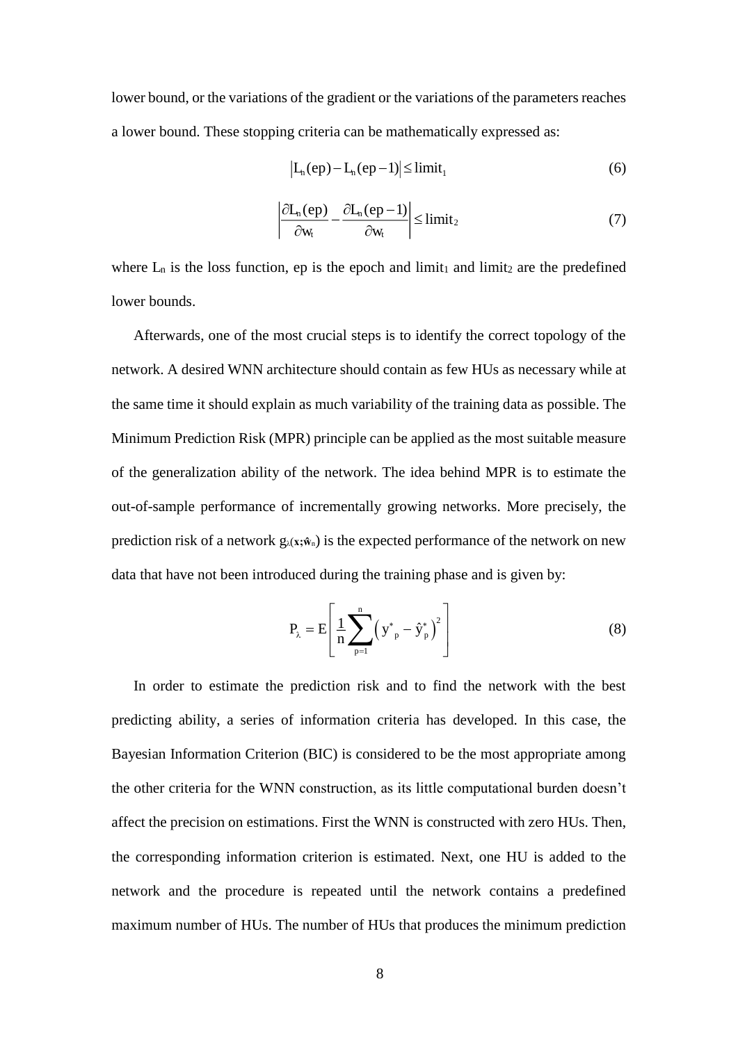lower bound, or the variations of the gradient or the variations of the parameters reaches a lower bound. These stopping criteria can be mathematically expressed as:

$$\left| L_n(ep) - L_n(ep-1) \right| \leq limit_1 \tag{6}$$

$$\left| \frac{\partial L_n(ep)}{\partial w_t} - \frac{\partial L_n(ep-1)}{\partial w_t} \right| \leq limit_2 \tag{7}$$

where $L_n$ is the loss function, ep is the epoch and $limit_1$ and $limit_2$ are the predefined lower bounds.

Afterwards, one of the most crucial steps is to identify the correct topology of the network. A desired WNN architecture should contain as few HUs as necessary while at the same time it should explain as much variability of the training data as possible. The Minimum Prediction Risk (MPR) principle can be applied as the most suitable measure of the generalization ability of the network. The idea behind MPR is to estimate the out-of-sample performance of incrementally growing networks. More precisely, the prediction risk of a network $g_\lambda(\mathbf{x};\hat{\mathbf{w}}_n)$ is the expected performance of the network on new data that have not been introduced during the training phase and is given by:

$$P_\lambda = E\left[ \frac{1}{n} \sum_{p=1}^{n} \left( y^*_p - \hat{y}^*_p \right)^2 \right] \tag{8}$$

In order to estimate the prediction risk and to find the network with the best predicting ability, a series of information criteria has developed. In this case, the Bayesian Information Criterion (BIC) is considered to be the most appropriate among the other criteria for the WNN construction, as its little computational burden doesn't affect the precision on estimations. First the WNN is constructed with zero HUs. Then, the corresponding information criterion is estimated. Next, one HU is added to the network and the procedure is repeated until the network contains a predefined maximum number of HUs. The number of HUs that produces the minimum prediction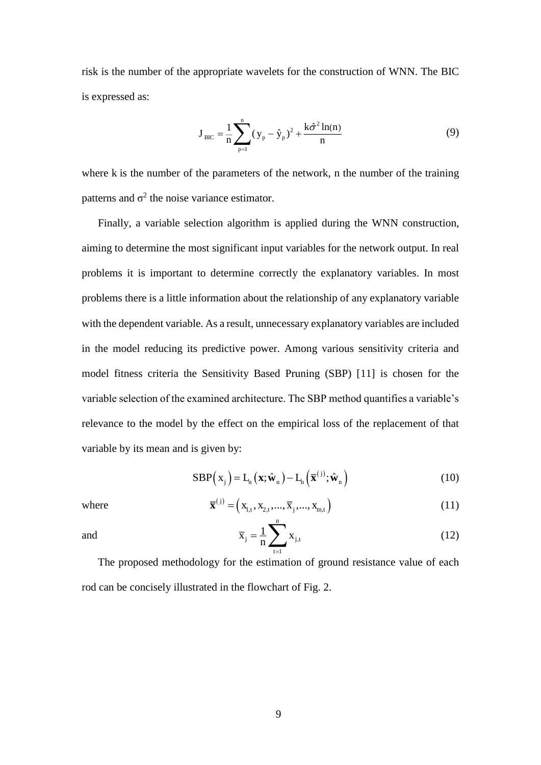risk is the number of the appropriate wavelets for the construction of WNN. The BIC is expressed as:

$$J_{BIC} = \frac{1}{n}\sum_{p=1}^{n}(y_p - \hat{y}_p)^2 + \frac{k\hat{\sigma}^2 \ln(n)}{n} \tag{9}$$

where k is the number of the parameters of the network, n the number of the training patterns and $\sigma^2$ the noise variance estimator.

Finally, a variable selection algorithm is applied during the WNN construction, aiming to determine the most significant input variables for the network output. In real problems it is important to determine correctly the explanatory variables. In most problems there is a little information about the relationship of any explanatory variable with the dependent variable. As a result, unnecessary explanatory variables are included in the model reducing its predictive power. Among various sensitivity criteria and model fitness criteria the Sensitivity Based Pruning (SBP) [11] is chosen for the variable selection of the examined architecture. The SBP method quantifies a variable's relevance to the model by the effect on the empirical loss of the replacement of that variable by its mean and is given by:

$$\mathrm{SBP}(x_j) = L_n(\mathbf{x}; \hat{\mathbf{w}}_n) - L_n(\overline{\mathbf{x}}^{(j)}; \hat{\mathbf{w}}_n) \tag{10}$$

where

$$\overline{\mathbf{x}}^{(j)} = (x_{1,t}, x_{2,t}, ..., \overline{x}_j, ..., x_{m,t}) \tag{11}$$

and

$$\overline{x}_j = \frac{1}{n}\sum_{t=1}^{n} x_{j,t} \tag{12}$$

The proposed methodology for the estimation of ground resistance value of each rod can be concisely illustrated in the flowchart of Fig. 2.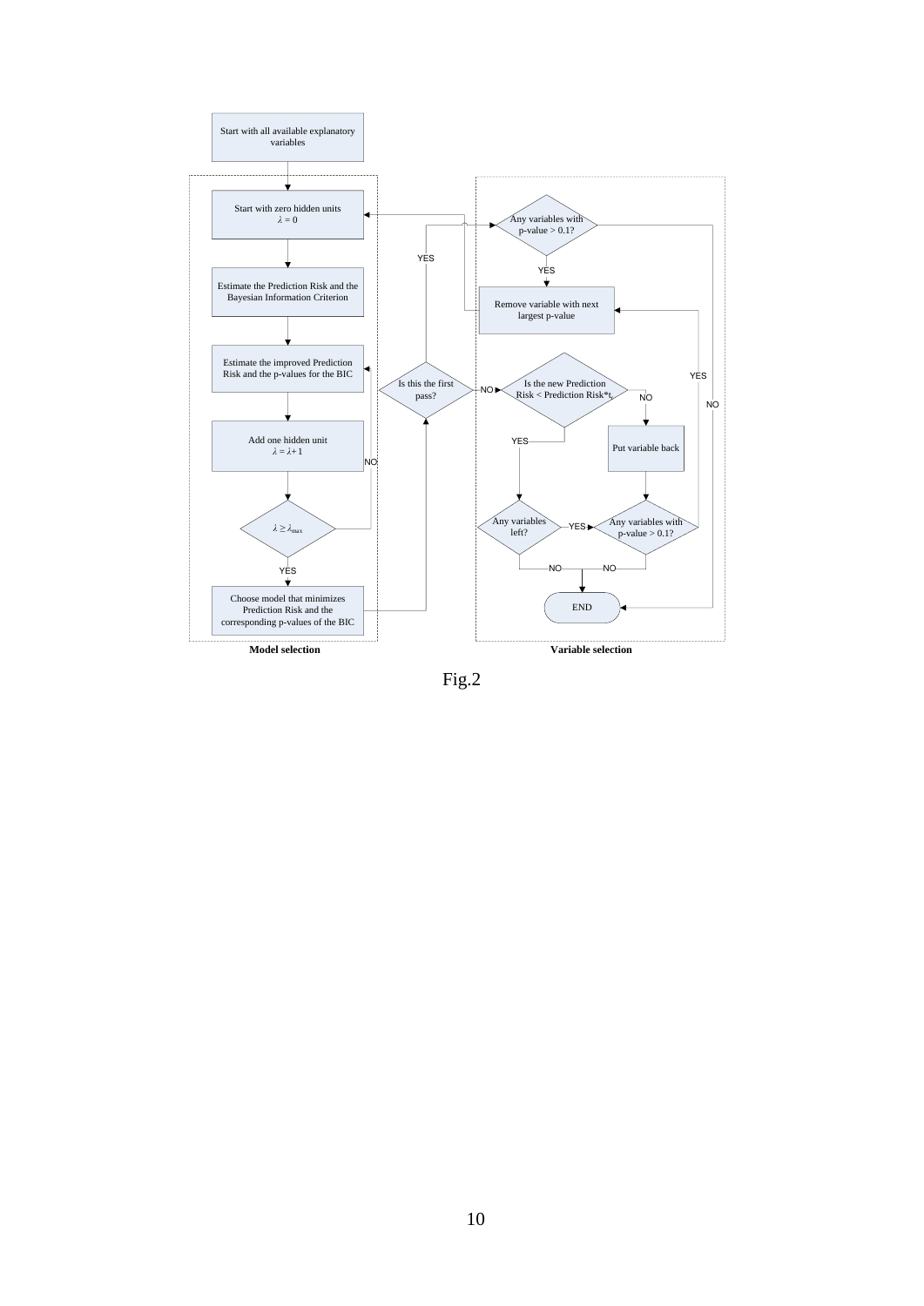Start with all available explanatory variables

**Model selection**

- Start with zero hidden units $\lambda = 0$
- Estimate the Prediction Risk and the Bayesian Information Criterion
- Estimate the improved Prediction Risk and the p-values for the BIC
- Add one hidden unit $\lambda = \lambda + 1$
- $\lambda \geq \lambda_{max}$ — NO / YES
- Choose model that minimizes Prediction Risk and the corresponding p-values of the BIC

Is this the first pass? — YES / NO

**Variable selection**

- Any variables with p-value > 0.1? — YES / NO
- Remove variable with next largest p-value
- Is the new Prediction Risk < Prediction Risk*$t_r$ — YES / NO
- Put variable back
- Any variables left? — YES / NO
- Any variables with p-value > 0.1? — YES / NO
- END

Fig.2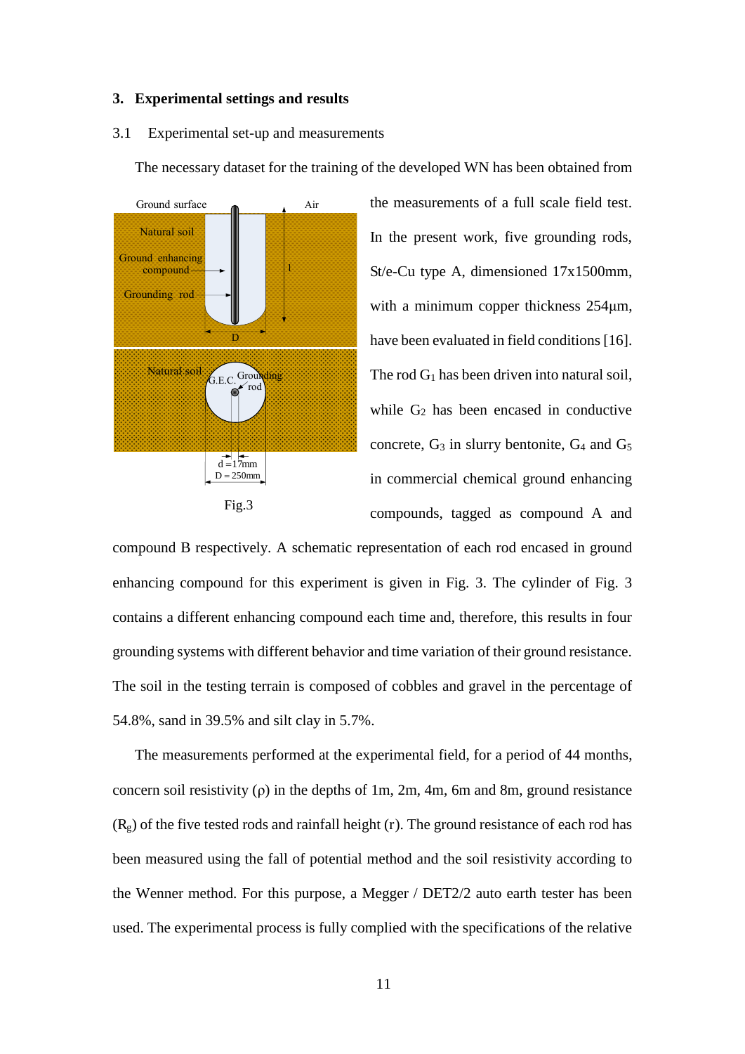## 3. Experimental settings and results

### 3.1 Experimental set-up and measurements

The necessary dataset for the training of the developed WN has been obtained from the measurements of a full scale field test. In the present work, five grounding rods, St/e-Cu type A, dimensioned 17x1500mm, with a minimum copper thickness 254μm, have been evaluated in field conditions [16]. The rod $G_1$ has been driven into natural soil, while $G_2$ has been encased in conductive concrete, $G_3$ in slurry bentonite, $G_4$ and $G_5$ in commercial chemical ground enhancing compounds, tagged as compound A and compound B respectively. A schematic representation of each rod encased in ground enhancing compound for this experiment is given in Fig. 3. The cylinder of Fig. 3 contains a different enhancing compound each time and, therefore, this results in four grounding systems with different behavior and time variation of their ground resistance. The soil in the testing terrain is composed of cobbles and gravel in the percentage of 54.8%, sand in 39.5% and silt clay in 5.7%.

Fig.3

The measurements performed at the experimental field, for a period of 44 months, concern soil resistivity (ρ) in the depths of 1m, 2m, 4m, 6m and 8m, ground resistance ($R_g$) of the five tested rods and rainfall height (r). The ground resistance of each rod has been measured using the fall of potential method and the soil resistivity according to the Wenner method. For this purpose, a Megger / DET2/2 auto earth tester has been used. The experimental process is fully complied with the specifications of the relative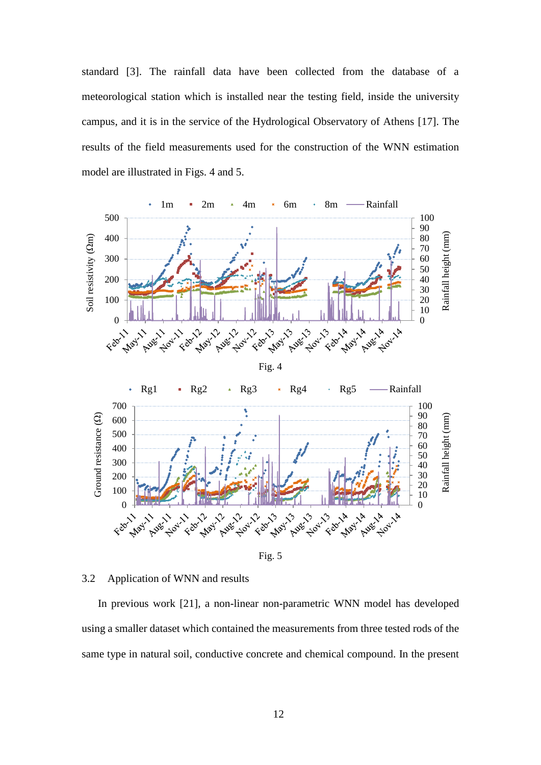standard [3]. The rainfall data have been collected from the database of a meteorological station which is installed near the testing field, inside the university campus, and it is in the service of the Hydrological Observatory of Athens [17]. The results of the field measurements used for the construction of the WNN estimation model are illustrated in Figs. 4 and 5.

Fig. 4

Fig. 5

## 3.2 Application of WNN and results

In previous work [21], a non-linear non-parametric WNN model has developed using a smaller dataset which contained the measurements from three tested rods of the same type in natural soil, conductive concrete and chemical compound. In the present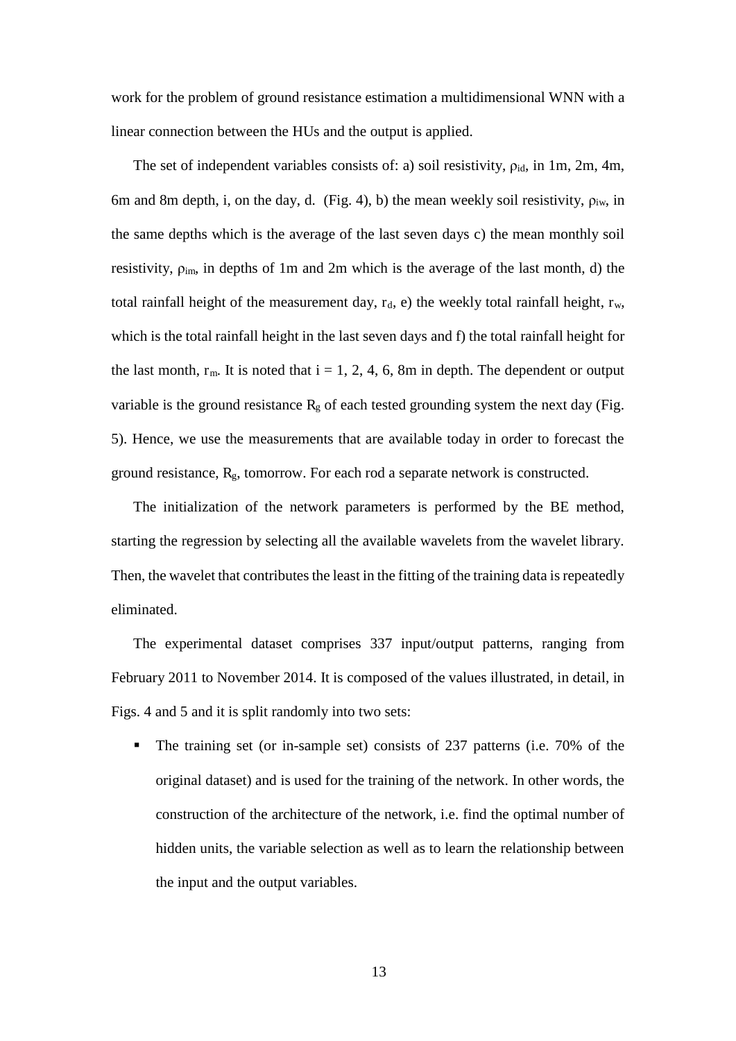work for the problem of ground resistance estimation a multidimensional WNN with a linear connection between the HUs and the output is applied.

The set of independent variables consists of: a) soil resistivity, $\rho_{id}$, in 1m, 2m, 4m, 6m and 8m depth, i, on the day, d. (Fig. 4), b) the mean weekly soil resistivity, $\rho_{iw}$, in the same depths which is the average of the last seven days c) the mean monthly soil resistivity, $\rho_{im}$, in depths of 1m and 2m which is the average of the last month, d) the total rainfall height of the measurement day, $r_d$, e) the weekly total rainfall height, $r_w$, which is the total rainfall height in the last seven days and f) the total rainfall height for the last month, $r_m$. It is noted that i = 1, 2, 4, 6, 8m in depth. The dependent or output variable is the ground resistance $R_g$ of each tested grounding system the next day (Fig. 5). Hence, we use the measurements that are available today in order to forecast the ground resistance, $R_g$, tomorrow. For each rod a separate network is constructed.

The initialization of the network parameters is performed by the BE method, starting the regression by selecting all the available wavelets from the wavelet library. Then, the wavelet that contributes the least in the fitting of the training data is repeatedly eliminated.

The experimental dataset comprises 337 input/output patterns, ranging from February 2011 to November 2014. It is composed of the values illustrated, in detail, in Figs. 4 and 5 and it is split randomly into two sets:

- The training set (or in-sample set) consists of 237 patterns (i.e. 70% of the original dataset) and is used for the training of the network. In other words, the construction of the architecture of the network, i.e. find the optimal number of hidden units, the variable selection as well as to learn the relationship between the input and the output variables.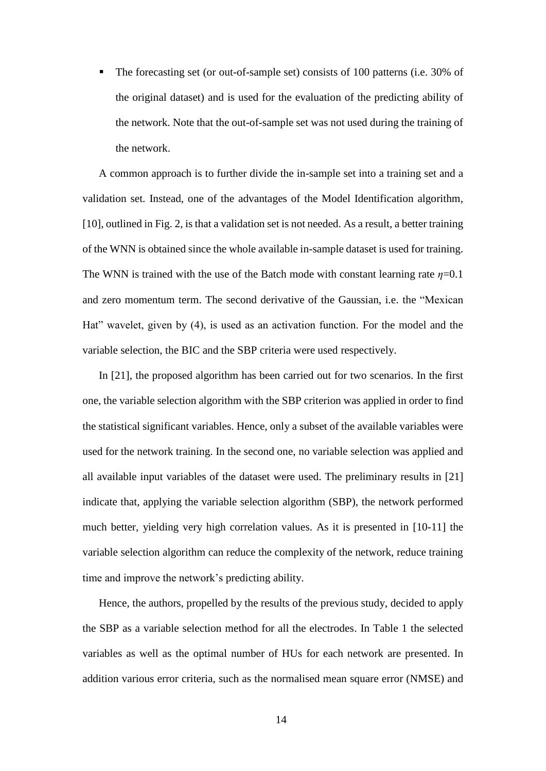- The forecasting set (or out-of-sample set) consists of 100 patterns (i.e. 30% of the original dataset) and is used for the evaluation of the predicting ability of the network. Note that the out-of-sample set was not used during the training of the network.

A common approach is to further divide the in-sample set into a training set and a validation set. Instead, one of the advantages of the Model Identification algorithm, [10], outlined in Fig. 2, is that a validation set is not needed. As a result, a better training of the WNN is obtained since the whole available in-sample dataset is used for training. The WNN is trained with the use of the Batch mode with constant learning rate $\eta$=0.1 and zero momentum term. The second derivative of the Gaussian, i.e. the "Mexican Hat" wavelet, given by (4), is used as an activation function. For the model and the variable selection, the BIC and the SBP criteria were used respectively.

In [21], the proposed algorithm has been carried out for two scenarios. In the first one, the variable selection algorithm with the SBP criterion was applied in order to find the statistical significant variables. Hence, only a subset of the available variables were used for the network training. In the second one, no variable selection was applied and all available input variables of the dataset were used. The preliminary results in [21] indicate that, applying the variable selection algorithm (SBP), the network performed much better, yielding very high correlation values. As it is presented in [10-11] the variable selection algorithm can reduce the complexity of the network, reduce training time and improve the network's predicting ability.

Hence, the authors, propelled by the results of the previous study, decided to apply the SBP as a variable selection method for all the electrodes. In Table 1 the selected variables as well as the optimal number of HUs for each network are presented. In addition various error criteria, such as the normalised mean square error (NMSE) and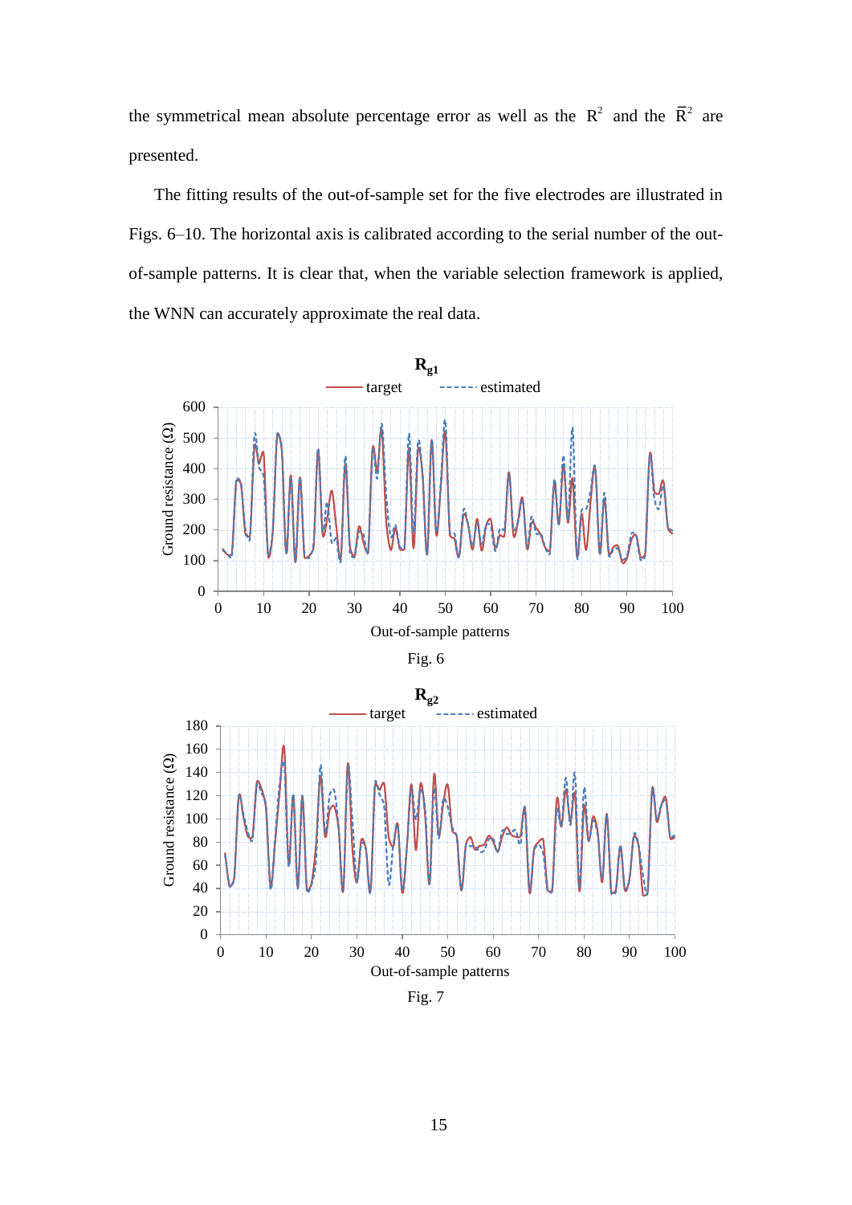the symmetrical mean absolute percentage error as well as the $R^2$ and the $\bar{R}^2$ are presented.

The fitting results of the out-of-sample set for the five electrodes are illustrated in Figs. 6–10. The horizontal axis is calibrated according to the serial number of the out-of-sample patterns. It is clear that, when the variable selection framework is applied, the WNN can accurately approximate the real data.

Fig. 6

Fig. 7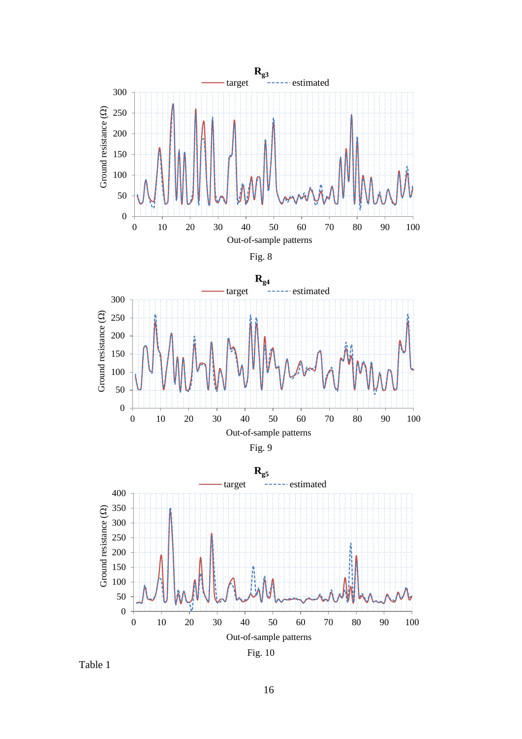Fig. 8

Fig. 9

Fig. 10

Table 1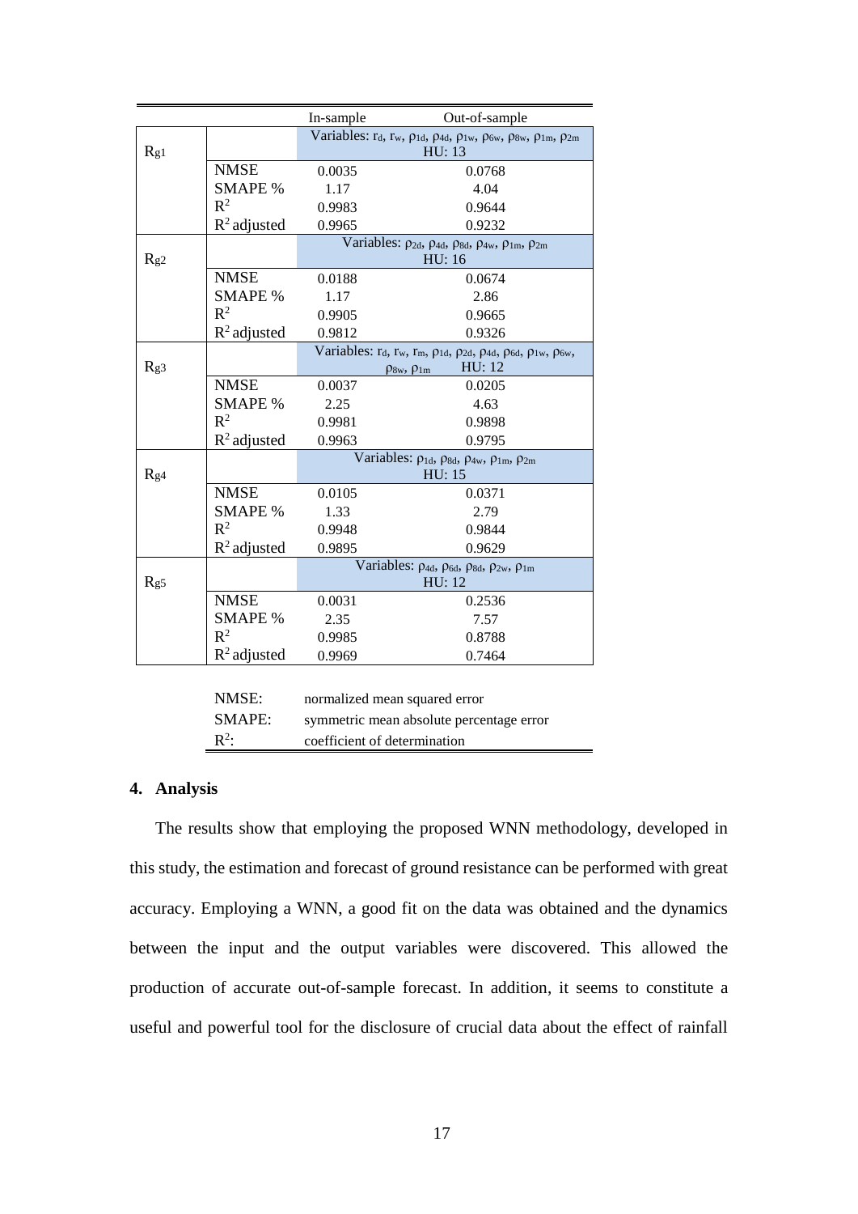| | | In-sample | Out-of-sample |
|---|---|---|---|
| $R_{g1}$ | | Variables: $r_d$, $r_w$, $\rho_{1d}$, $\rho_{4d}$, $\rho_{1w}$, $\rho_{6w}$, $\rho_{8w}$, $\rho_{1m}$, $\rho_{2m}$ HU: 13 | |
| | NMSE | 0.0035 | 0.0768 |
| | SMAPE % | 1.17 | 4.04 |
| | $R^2$ | 0.9983 | 0.9644 |
| | $R^2$ adjusted | 0.9965 | 0.9232 |
| $R_{g2}$ | | Variables: $\rho_{2d}$, $\rho_{4d}$, $\rho_{8d}$, $\rho_{4w}$, $\rho_{1m}$, $\rho_{2m}$ HU: 16 | |
| | NMSE | 0.0188 | 0.0674 |
| | SMAPE % | 1.17 | 2.86 |
| | $R^2$ | 0.9905 | 0.9665 |
| | $R^2$ adjusted | 0.9812 | 0.9326 |
| $R_{g3}$ | | Variables: $r_d$, $r_w$, $r_m$, $\rho_{1d}$, $\rho_{2d}$, $\rho_{4d}$, $\rho_{6d}$, $\rho_{1w}$, $\rho_{6w}$, $\rho_{8w}$, $\rho_{1m}$ HU: 12 | |
| | NMSE | 0.0037 | 0.0205 |
| | SMAPE % | 2.25 | 4.63 |
| | $R^2$ | 0.9981 | 0.9898 |
| | $R^2$ adjusted | 0.9963 | 0.9795 |
| $R_{g4}$ | | Variables: $\rho_{1d}$, $\rho_{8d}$, $\rho_{4w}$, $\rho_{1m}$, $\rho_{2m}$ HU: 15 | |
| | NMSE | 0.0105 | 0.0371 |
| | SMAPE % | 1.33 | 2.79 |
| | $R^2$ | 0.9948 | 0.9844 |
| | $R^2$ adjusted | 0.9895 | 0.9629 |
| $R_{g5}$ | | Variables: $\rho_{4d}$, $\rho_{6d}$, $\rho_{8d}$, $\rho_{2w}$, $\rho_{1m}$ HU: 12 | |
| | NMSE | 0.0031 | 0.2536 |
| | SMAPE % | 2.35 | 7.57 |
| | $R^2$ | 0.9985 | 0.8788 |
| | $R^2$ adjusted | 0.9969 | 0.7464 |

| | |
|---|---|
| NMSE: | normalized mean squared error |
| SMAPE: | symmetric mean absolute percentage error |
| $R^2$: | coefficient of determination |

## 4. Analysis

The results show that employing the proposed WNN methodology, developed in this study, the estimation and forecast of ground resistance can be performed with great accuracy. Employing a WNN, a good fit on the data was obtained and the dynamics between the input and the output variables were discovered. This allowed the production of accurate out-of-sample forecast. In addition, it seems to constitute a useful and powerful tool for the disclosure of crucial data about the effect of rainfall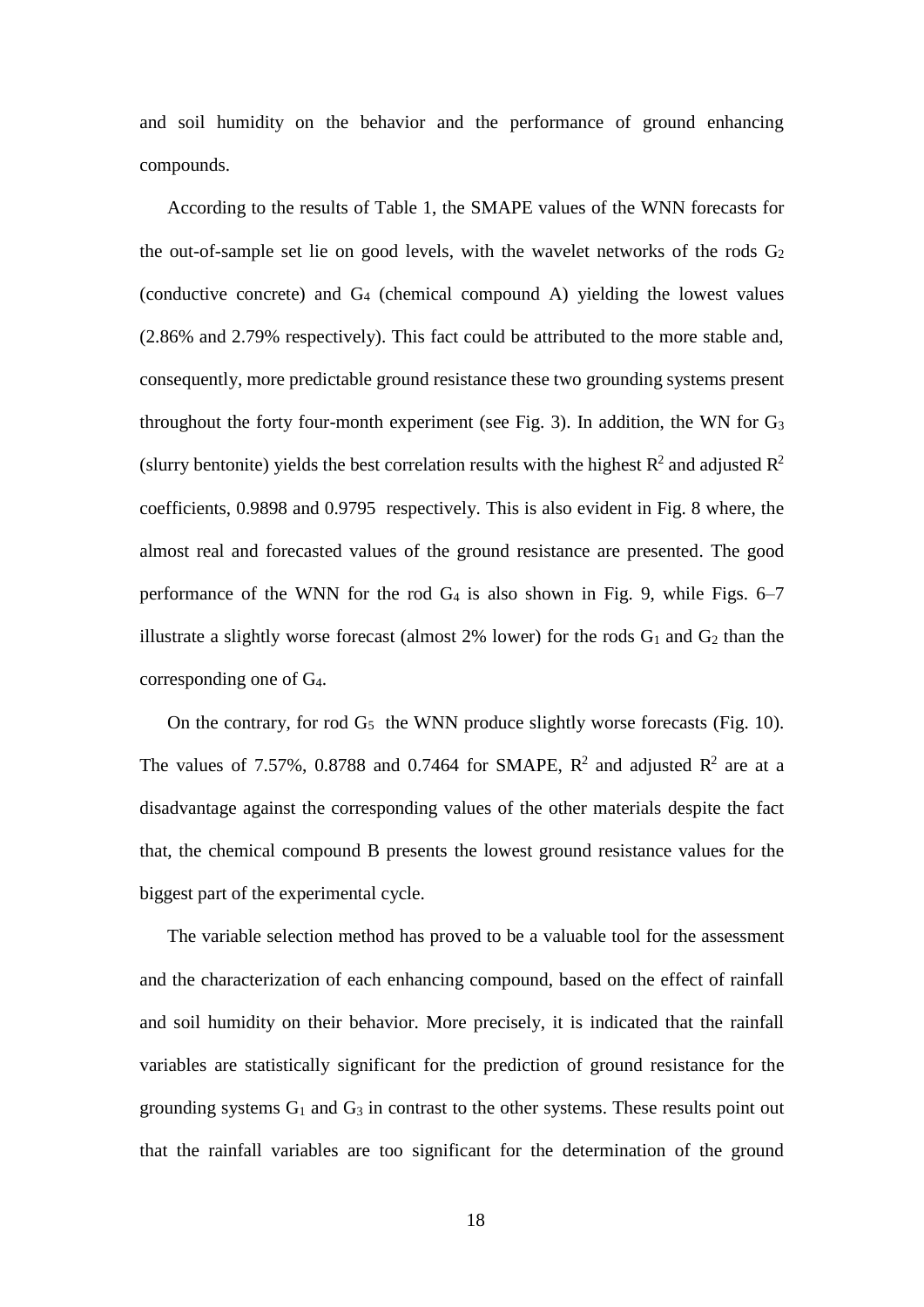and soil humidity on the behavior and the performance of ground enhancing compounds.

According to the results of Table 1, the SMAPE values of the WNN forecasts for the out-of-sample set lie on good levels, with the wavelet networks of the rods $G_2$ (conductive concrete) and $G_4$ (chemical compound A) yielding the lowest values (2.86% and 2.79% respectively). This fact could be attributed to the more stable and, consequently, more predictable ground resistance these two grounding systems present throughout the forty four-month experiment (see Fig. 3). In addition, the WN for $G_3$ (slurry bentonite) yields the best correlation results with the highest $R^2$ and adjusted $R^2$ coefficients, 0.9898 and 0.9795 respectively. This is also evident in Fig. 8 where, the almost real and forecasted values of the ground resistance are presented. The good performance of the WNN for the rod $G_4$ is also shown in Fig. 9, while Figs. 6–7 illustrate a slightly worse forecast (almost 2% lower) for the rods $G_1$ and $G_2$ than the corresponding one of $G_4$.

On the contrary, for rod $G_5$ the WNN produce slightly worse forecasts (Fig. 10). The values of 7.57%, 0.8788 and 0.7464 for SMAPE, $R^2$ and adjusted $R^2$ are at a disadvantage against the corresponding values of the other materials despite the fact that, the chemical compound B presents the lowest ground resistance values for the biggest part of the experimental cycle.

The variable selection method has proved to be a valuable tool for the assessment and the characterization of each enhancing compound, based on the effect of rainfall and soil humidity on their behavior. More precisely, it is indicated that the rainfall variables are statistically significant for the prediction of ground resistance for the grounding systems $G_1$ and $G_3$ in contrast to the other systems. These results point out that the rainfall variables are too significant for the determination of the ground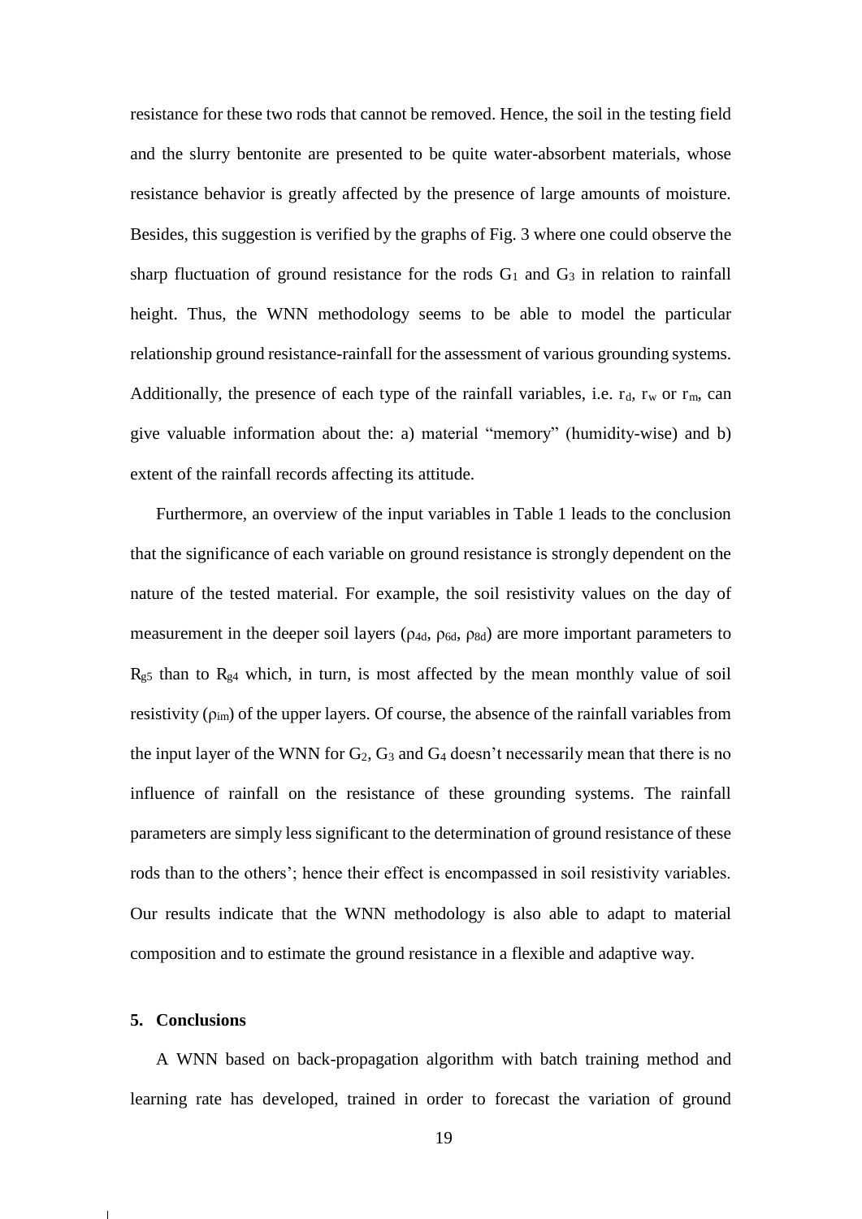resistance for these two rods that cannot be removed. Hence, the soil in the testing field and the slurry bentonite are presented to be quite water-absorbent materials, whose resistance behavior is greatly affected by the presence of large amounts of moisture. Besides, this suggestion is verified by the graphs of Fig. 3 where one could observe the sharp fluctuation of ground resistance for the rods $G_1$ and $G_3$ in relation to rainfall height. Thus, the WNN methodology seems to be able to model the particular relationship ground resistance-rainfall for the assessment of various grounding systems. Additionally, the presence of each type of the rainfall variables, i.e. $r_d$, $r_w$ or $r_m$, can give valuable information about the: a) material "memory" (humidity-wise) and b) extent of the rainfall records affecting its attitude.

Furthermore, an overview of the input variables in Table 1 leads to the conclusion that the significance of each variable on ground resistance is strongly dependent on the nature of the tested material. For example, the soil resistivity values on the day of measurement in the deeper soil layers ($\rho_{4d}$, $\rho_{6d}$, $\rho_{8d}$) are more important parameters to $R_{g5}$ than to $R_{g4}$ which, in turn, is most affected by the mean monthly value of soil resistivity ($\rho_{im}$) of the upper layers. Of course, the absence of the rainfall variables from the input layer of the WNN for $G_2$, $G_3$ and $G_4$ doesn't necessarily mean that there is no influence of rainfall on the resistance of these grounding systems. The rainfall parameters are simply less significant to the determination of ground resistance of these rods than to the others'; hence their effect is encompassed in soil resistivity variables. Our results indicate that the WNN methodology is also able to adapt to material composition and to estimate the ground resistance in a flexible and adaptive way.

## 5. Conclusions

A WNN based on back-propagation algorithm with batch training method and learning rate has developed, trained in order to forecast the variation of ground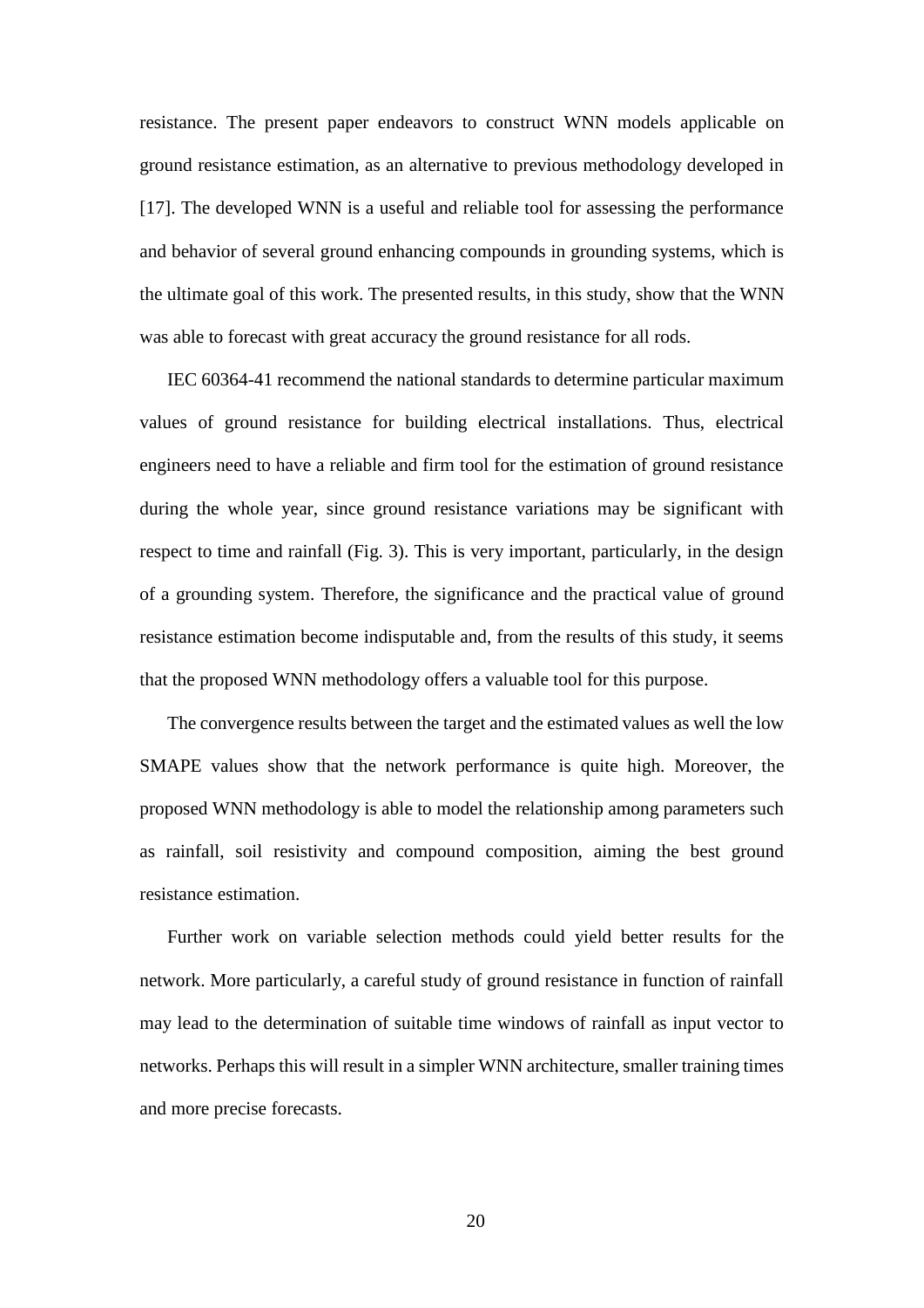resistance. The present paper endeavors to construct WNN models applicable on ground resistance estimation, as an alternative to previous methodology developed in [17]. The developed WNN is a useful and reliable tool for assessing the performance and behavior of several ground enhancing compounds in grounding systems, which is the ultimate goal of this work. The presented results, in this study, show that the WNN was able to forecast with great accuracy the ground resistance for all rods.

IEC 60364-41 recommend the national standards to determine particular maximum values of ground resistance for building electrical installations. Thus, electrical engineers need to have a reliable and firm tool for the estimation of ground resistance during the whole year, since ground resistance variations may be significant with respect to time and rainfall (Fig. 3). This is very important, particularly, in the design of a grounding system. Therefore, the significance and the practical value of ground resistance estimation become indisputable and, from the results of this study, it seems that the proposed WNN methodology offers a valuable tool for this purpose.

The convergence results between the target and the estimated values as well the low SMAPE values show that the network performance is quite high. Moreover, the proposed WNN methodology is able to model the relationship among parameters such as rainfall, soil resistivity and compound composition, aiming the best ground resistance estimation.

Further work on variable selection methods could yield better results for the network. More particularly, a careful study of ground resistance in function of rainfall may lead to the determination of suitable time windows of rainfall as input vector to networks. Perhaps this will result in a simpler WNN architecture, smaller training times and more precise forecasts.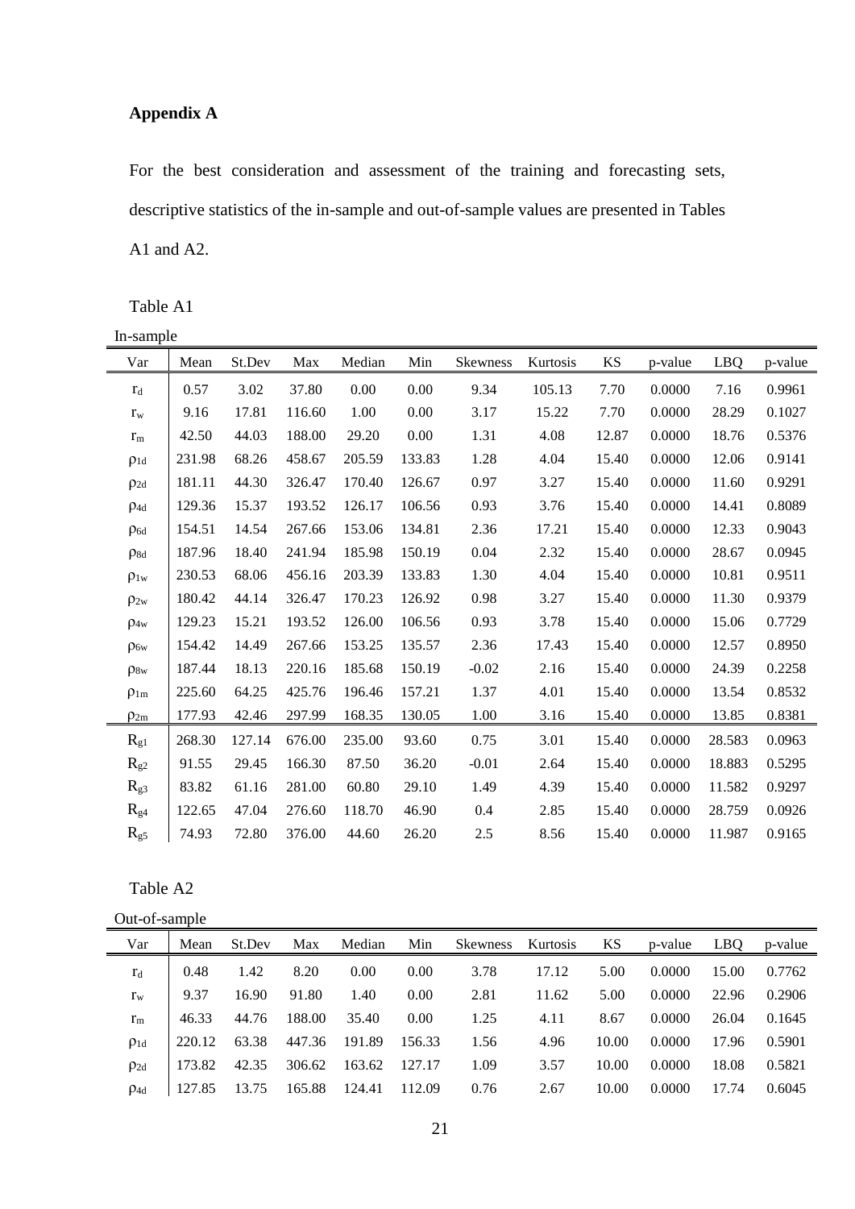## Appendix A

For the best consideration and assessment of the training and forecasting sets, descriptive statistics of the in-sample and out-of-sample values are presented in Tables A1 and A2.

Table A1

In-sample

| Var | Mean | St.Dev | Max | Median | Min | Skewness | Kurtosis | KS | p-value | LBQ | p-value |
|---|---|---|---|---|---|---|---|---|---|---|---|
| $r_d$ | 0.57 | 3.02 | 37.80 | 0.00 | 0.00 | 9.34 | 105.13 | 7.70 | 0.0000 | 7.16 | 0.9961 |
| $r_w$ | 9.16 | 17.81 | 116.60 | 1.00 | 0.00 | 3.17 | 15.22 | 7.70 | 0.0000 | 28.29 | 0.1027 |
| $r_m$ | 42.50 | 44.03 | 188.00 | 29.20 | 0.00 | 1.31 | 4.08 | 12.87 | 0.0000 | 18.76 | 0.5376 |
| $\rho_{1d}$ | 231.98 | 68.26 | 458.67 | 205.59 | 133.83 | 1.28 | 4.04 | 15.40 | 0.0000 | 12.06 | 0.9141 |
| $\rho_{2d}$ | 181.11 | 44.30 | 326.47 | 170.40 | 126.67 | 0.97 | 3.27 | 15.40 | 0.0000 | 11.60 | 0.9291 |
| $\rho_{4d}$ | 129.36 | 15.37 | 193.52 | 126.17 | 106.56 | 0.93 | 3.76 | 15.40 | 0.0000 | 14.41 | 0.8089 |
| $\rho_{6d}$ | 154.51 | 14.54 | 267.66 | 153.06 | 134.81 | 2.36 | 17.21 | 15.40 | 0.0000 | 12.33 | 0.9043 |
| $\rho_{8d}$ | 187.96 | 18.40 | 241.94 | 185.98 | 150.19 | 0.04 | 2.32 | 15.40 | 0.0000 | 28.67 | 0.0945 |
| $\rho_{1w}$ | 230.53 | 68.06 | 456.16 | 203.39 | 133.83 | 1.30 | 4.04 | 15.40 | 0.0000 | 10.81 | 0.9511 |
| $\rho_{2w}$ | 180.42 | 44.14 | 326.47 | 170.23 | 126.92 | 0.98 | 3.27 | 15.40 | 0.0000 | 11.30 | 0.9379 |
| $\rho_{4w}$ | 129.23 | 15.21 | 193.52 | 126.00 | 106.56 | 0.93 | 3.78 | 15.40 | 0.0000 | 15.06 | 0.7729 |
| $\rho_{6w}$ | 154.42 | 14.49 | 267.66 | 153.25 | 135.57 | 2.36 | 17.43 | 15.40 | 0.0000 | 12.57 | 0.8950 |
| $\rho_{8w}$ | 187.44 | 18.13 | 220.16 | 185.68 | 150.19 | -0.02 | 2.16 | 15.40 | 0.0000 | 24.39 | 0.2258 |
| $\rho_{1m}$ | 225.60 | 64.25 | 425.76 | 196.46 | 157.21 | 1.37 | 4.01 | 15.40 | 0.0000 | 13.54 | 0.8532 |
| $\rho_{2m}$ | 177.93 | 42.46 | 297.99 | 168.35 | 130.05 | 1.00 | 3.16 | 15.40 | 0.0000 | 13.85 | 0.8381 |
| $R_{g1}$ | 268.30 | 127.14 | 676.00 | 235.00 | 93.60 | 0.75 | 3.01 | 15.40 | 0.0000 | 28.583 | 0.0963 |
| $R_{g2}$ | 91.55 | 29.45 | 166.30 | 87.50 | 36.20 | -0.01 | 2.64 | 15.40 | 0.0000 | 18.883 | 0.5295 |
| $R_{g3}$ | 83.82 | 61.16 | 281.00 | 60.80 | 29.10 | 1.49 | 4.39 | 15.40 | 0.0000 | 11.582 | 0.9297 |
| $R_{g4}$ | 122.65 | 47.04 | 276.60 | 118.70 | 46.90 | 0.4 | 2.85 | 15.40 | 0.0000 | 28.759 | 0.0926 |
| $R_{g5}$ | 74.93 | 72.80 | 376.00 | 44.60 | 26.20 | 2.5 | 8.56 | 15.40 | 0.0000 | 11.987 | 0.9165 |

Table A2

Out-of-sample

| Var | Mean | St.Dev | Max | Median | Min | Skewness | Kurtosis | KS | p-value | LBQ | p-value |
|---|---|---|---|---|---|---|---|---|---|---|---|
| $r_d$ | 0.48 | 1.42 | 8.20 | 0.00 | 0.00 | 3.78 | 17.12 | 5.00 | 0.0000 | 15.00 | 0.7762 |
| $r_w$ | 9.37 | 16.90 | 91.80 | 1.40 | 0.00 | 2.81 | 11.62 | 5.00 | 0.0000 | 22.96 | 0.2906 |
| $r_m$ | 46.33 | 44.76 | 188.00 | 35.40 | 0.00 | 1.25 | 4.11 | 8.67 | 0.0000 | 26.04 | 0.1645 |
| $\rho_{1d}$ | 220.12 | 63.38 | 447.36 | 191.89 | 156.33 | 1.56 | 4.96 | 10.00 | 0.0000 | 17.96 | 0.5901 |
| $\rho_{2d}$ | 173.82 | 42.35 | 306.62 | 163.62 | 127.17 | 1.09 | 3.57 | 10.00 | 0.0000 | 18.08 | 0.5821 |
| $\rho_{4d}$ | 127.85 | 13.75 | 165.88 | 124.41 | 112.09 | 0.76 | 2.67 | 10.00 | 0.0000 | 17.74 | 0.6045 |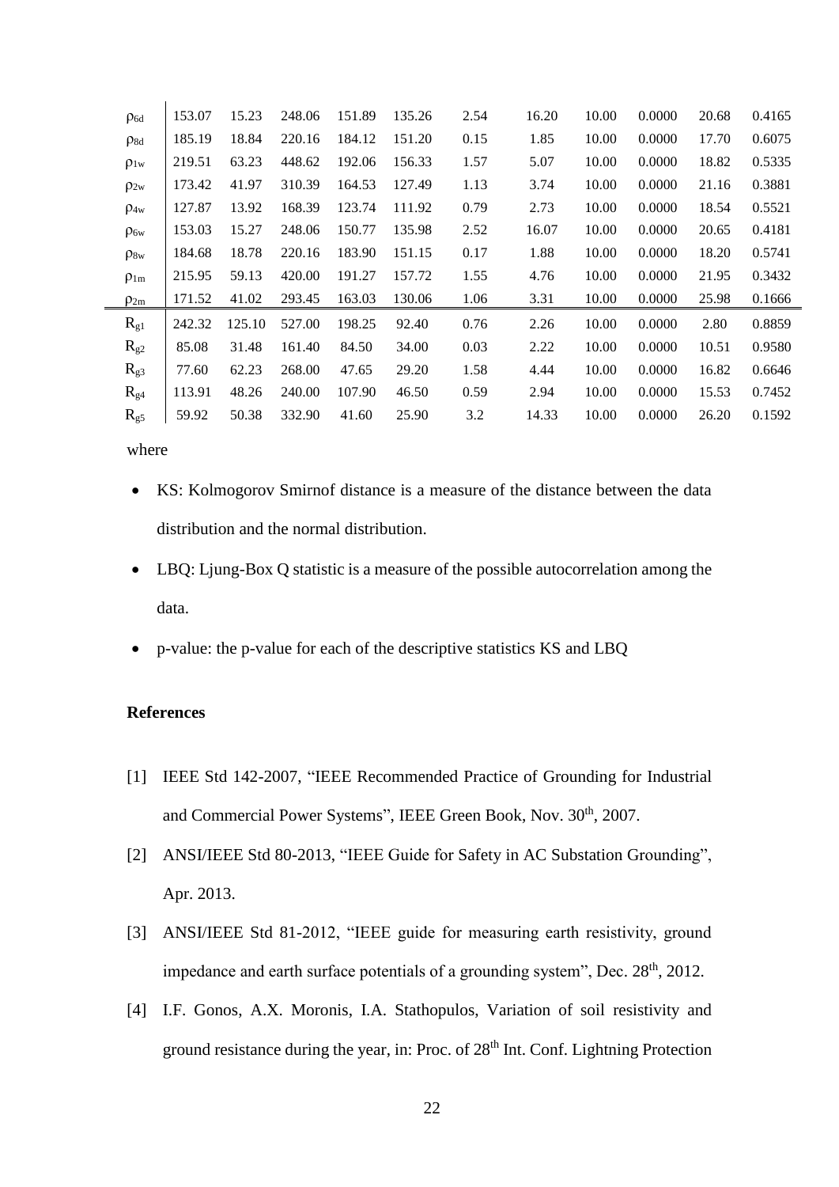| | | | | | | | | | | | |
|---|---|---|---|---|---|---|---|---|---|---|---|
| $\rho_{6d}$ | 153.07 | 15.23 | 248.06 | 151.89 | 135.26 | 2.54 | 16.20 | 10.00 | 0.0000 | 20.68 | 0.4165 |
| $\rho_{8d}$ | 185.19 | 18.84 | 220.16 | 184.12 | 151.20 | 0.15 | 1.85 | 10.00 | 0.0000 | 17.70 | 0.6075 |
| $\rho_{1w}$ | 219.51 | 63.23 | 448.62 | 192.06 | 156.33 | 1.57 | 5.07 | 10.00 | 0.0000 | 18.82 | 0.5335 |
| $\rho_{2w}$ | 173.42 | 41.97 | 310.39 | 164.53 | 127.49 | 1.13 | 3.74 | 10.00 | 0.0000 | 21.16 | 0.3881 |
| $\rho_{4w}$ | 127.87 | 13.92 | 168.39 | 123.74 | 111.92 | 0.79 | 2.73 | 10.00 | 0.0000 | 18.54 | 0.5521 |
| $\rho_{6w}$ | 153.03 | 15.27 | 248.06 | 150.77 | 135.98 | 2.52 | 16.07 | 10.00 | 0.0000 | 20.65 | 0.4181 |
| $\rho_{8w}$ | 184.68 | 18.78 | 220.16 | 183.90 | 151.15 | 0.17 | 1.88 | 10.00 | 0.0000 | 18.20 | 0.5741 |
| $\rho_{1m}$ | 215.95 | 59.13 | 420.00 | 191.27 | 157.72 | 1.55 | 4.76 | 10.00 | 0.0000 | 21.95 | 0.3432 |
| $\rho_{2m}$ | 171.52 | 41.02 | 293.45 | 163.03 | 130.06 | 1.06 | 3.31 | 10.00 | 0.0000 | 25.98 | 0.1666 |
| $R_{g1}$ | 242.32 | 125.10 | 527.00 | 198.25 | 92.40 | 0.76 | 2.26 | 10.00 | 0.0000 | 2.80 | 0.8859 |
| $R_{g2}$ | 85.08 | 31.48 | 161.40 | 84.50 | 34.00 | 0.03 | 2.22 | 10.00 | 0.0000 | 10.51 | 0.9580 |
| $R_{g3}$ | 77.60 | 62.23 | 268.00 | 47.65 | 29.20 | 1.58 | 4.44 | 10.00 | 0.0000 | 16.82 | 0.6646 |
| $R_{g4}$ | 113.91 | 48.26 | 240.00 | 107.90 | 46.50 | 0.59 | 2.94 | 10.00 | 0.0000 | 15.53 | 0.7452 |
| $R_{g5}$ | 59.92 | 50.38 | 332.90 | 41.60 | 25.90 | 3.2 | 14.33 | 10.00 | 0.0000 | 26.20 | 0.1592 |

where

- KS: Kolmogorov Smirnof distance is a measure of the distance between the data distribution and the normal distribution.
- LBQ: Ljung-Box Q statistic is a measure of the possible autocorrelation among the data.
- p-value: the p-value for each of the descriptive statistics KS and LBQ

**References**

[1] IEEE Std 142-2007, "IEEE Recommended Practice of Grounding for Industrial and Commercial Power Systems", IEEE Green Book, Nov. 30th, 2007.

[2] ANSI/IEEE Std 80-2013, "IEEE Guide for Safety in AC Substation Grounding", Apr. 2013.

[3] ANSI/IEEE Std 81-2012, "IEEE guide for measuring earth resistivity, ground impedance and earth surface potentials of a grounding system", Dec. 28th, 2012.

[4] I.F. Gonos, A.X. Moronis, I.A. Stathopulos, Variation of soil resistivity and ground resistance during the year, in: Proc. of 28th Int. Conf. Lightning Protection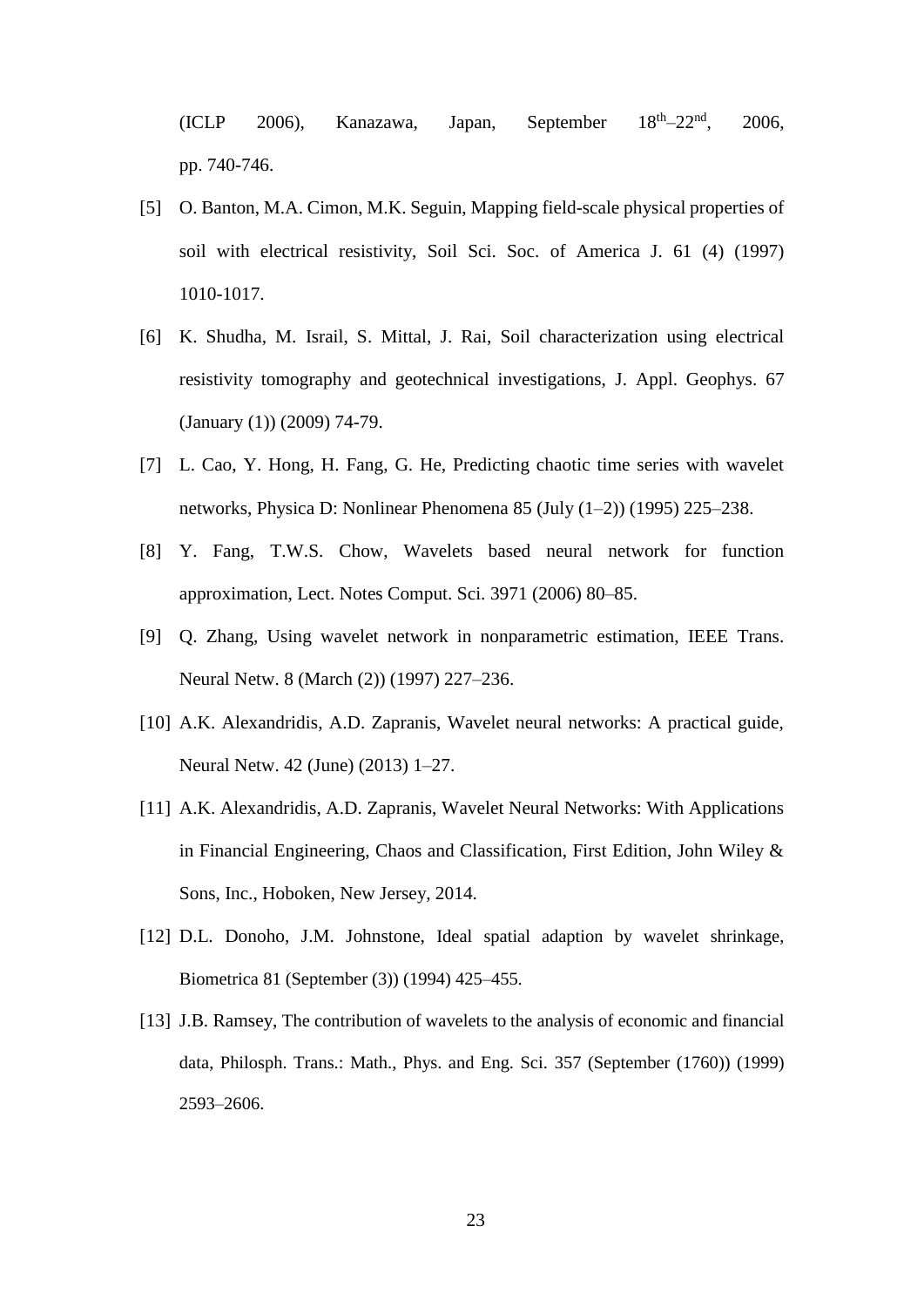(ICLP 2006), Kanazawa, Japan, September $18^{th}$–$22^{nd}$, 2006, pp. 740-746.

[5] O. Banton, M.A. Cimon, M.K. Seguin, Mapping field-scale physical properties of soil with electrical resistivity, Soil Sci. Soc. of America J. 61 (4) (1997) 1010-1017.

[6] K. Shudha, M. Israil, S. Mittal, J. Rai, Soil characterization using electrical resistivity tomography and geotechnical investigations, J. Appl. Geophys. 67 (January (1)) (2009) 74-79.

[7] L. Cao, Y. Hong, H. Fang, G. He, Predicting chaotic time series with wavelet networks, Physica D: Nonlinear Phenomena 85 (July (1–2)) (1995) 225–238.

[8] Y. Fang, T.W.S. Chow, Wavelets based neural network for function approximation, Lect. Notes Comput. Sci. 3971 (2006) 80–85.

[9] Q. Zhang, Using wavelet network in nonparametric estimation, IEEE Trans. Neural Netw. 8 (March (2)) (1997) 227–236.

[10] A.K. Alexandridis, A.D. Zapranis, Wavelet neural networks: A practical guide, Neural Netw. 42 (June) (2013) 1–27.

[11] A.K. Alexandridis, A.D. Zapranis, Wavelet Neural Networks: With Applications in Financial Engineering, Chaos and Classification, First Edition, John Wiley & Sons, Inc., Hoboken, New Jersey, 2014.

[12] D.L. Donoho, J.M. Johnstone, Ideal spatial adaption by wavelet shrinkage, Biometrica 81 (September (3)) (1994) 425–455.

[13] J.B. Ramsey, The contribution of wavelets to the analysis of economic and financial data, Philosph. Trans.: Math., Phys. and Eng. Sci. 357 (September (1760)) (1999) 2593–2606.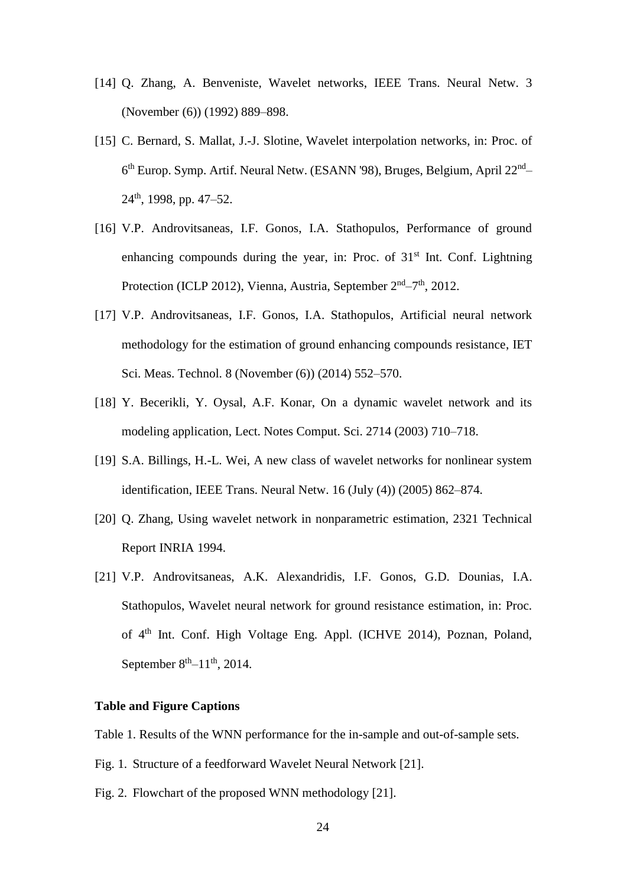[14] Q. Zhang, A. Benveniste, Wavelet networks, IEEE Trans. Neural Netw. 3 (November (6)) (1992) 889–898.

[15] C. Bernard, S. Mallat, J.-J. Slotine, Wavelet interpolation networks, in: Proc. of 6th Europ. Symp. Artif. Neural Netw. (ESANN '98), Bruges, Belgium, April 22nd–24th, 1998, pp. 47–52.

[16] V.P. Androvitsaneas, I.F. Gonos, I.A. Stathopulos, Performance of ground enhancing compounds during the year, in: Proc. of 31st Int. Conf. Lightning Protection (ICLP 2012), Vienna, Austria, September 2nd–7th, 2012.

[17] V.P. Androvitsaneas, I.F. Gonos, I.A. Stathopulos, Artificial neural network methodology for the estimation of ground enhancing compounds resistance, IET Sci. Meas. Technol. 8 (November (6)) (2014) 552–570.

[18] Y. Becerikli, Y. Oysal, A.F. Konar, On a dynamic wavelet network and its modeling application, Lect. Notes Comput. Sci. 2714 (2003) 710–718.

[19] S.A. Billings, H.-L. Wei, A new class of wavelet networks for nonlinear system identification, IEEE Trans. Neural Netw. 16 (July (4)) (2005) 862–874.

[20] Q. Zhang, Using wavelet network in nonparametric estimation, 2321 Technical Report INRIA 1994.

[21] V.P. Androvitsaneas, A.K. Alexandridis, I.F. Gonos, G.D. Dounias, I.A. Stathopulos, Wavelet neural network for ground resistance estimation, in: Proc. of 4th Int. Conf. High Voltage Eng. Appl. (ICHVE 2014), Poznan, Poland, September 8th–11th, 2014.

**Table and Figure Captions**

Table 1. Results of the WNN performance for the in-sample and out-of-sample sets.

Fig. 1. Structure of a feedforward Wavelet Neural Network [21].

Fig. 2. Flowchart of the proposed WNN methodology [21].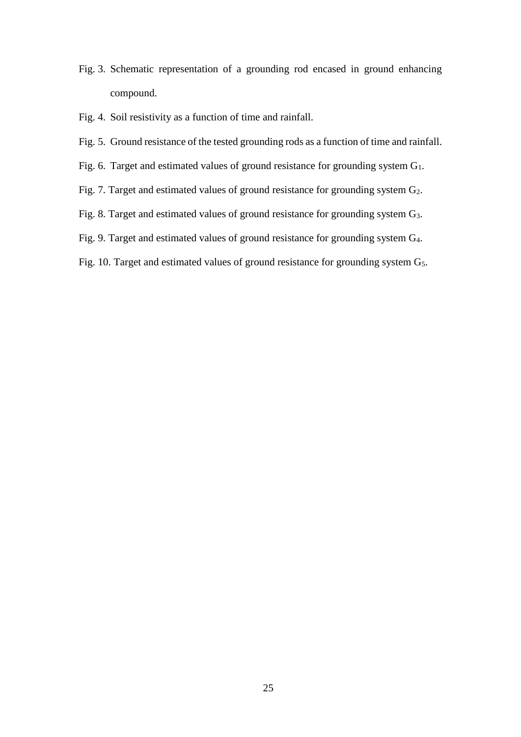Fig. 3. Schematic representation of a grounding rod encased in ground enhancing compound.

Fig. 4. Soil resistivity as a function of time and rainfall.

Fig. 5. Ground resistance of the tested grounding rods as a function of time and rainfall.

Fig. 6. Target and estimated values of ground resistance for grounding system $G_1$.

Fig. 7. Target and estimated values of ground resistance for grounding system $G_2$.

Fig. 8. Target and estimated values of ground resistance for grounding system $G_3$.

Fig. 9. Target and estimated values of ground resistance for grounding system $G_4$.

Fig. 10. Target and estimated values of ground resistance for grounding system $G_5$.